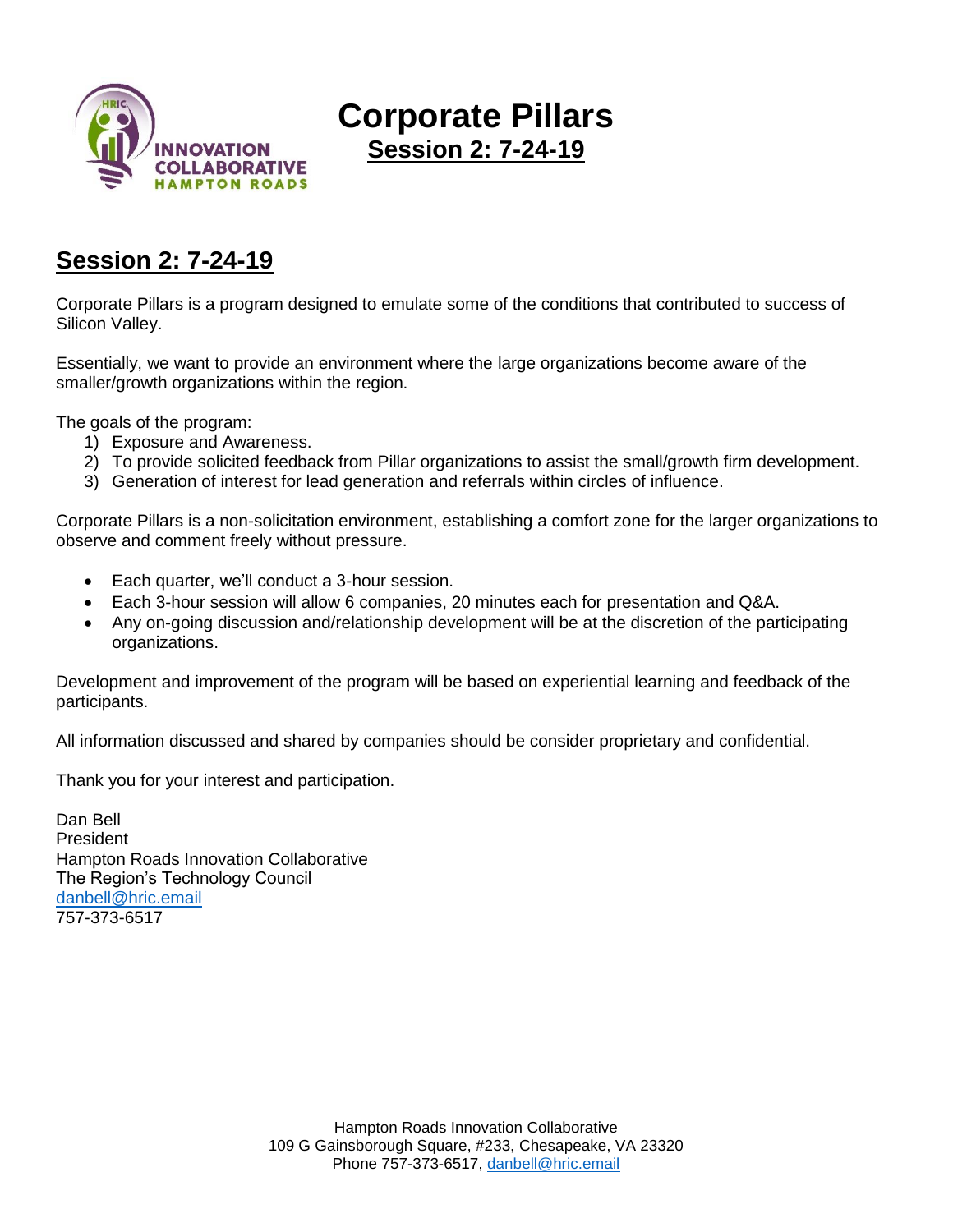# Corporate Pillars

**Session 2: 7-24-19**

## Session 2: 7-24-19

Corporate Pillars is a program designed to emulate some of the conditions that contributed to success of Silicon Valley.

Essentially, we want to provide an environment where the large organizations become aware of the smaller/growth organizations within the region.

The goals of the program:

1) Exposure and Awareness.
2) To provide solicited feedback from Pillar organizations to assist the small/growth firm development.
3) Generation of interest for lead generation and referrals within circles of influence.

Corporate Pillars is a non-solicitation environment, establishing a comfort zone for the larger organizations to observe and comment freely without pressure.

- Each quarter, we'll conduct a 3-hour session.
- Each 3-hour session will allow 6 companies, 20 minutes each for presentation and Q&A.
- Any on-going discussion and/relationship development will be at the discretion of the participating organizations.

Development and improvement of the program will be based on experiential learning and feedback of the participants.

All information discussed and shared by companies should be consider proprietary and confidential.

Thank you for your interest and participation.

Dan Bell
President
Hampton Roads Innovation Collaborative
The Region's Technology Council
danbell@hric.email
757-373-6517

Hampton Roads Innovation Collaborative
109 G Gainsborough Square, #233, Chesapeake, VA 23320
Phone 757-373-6517, danbell@hric.email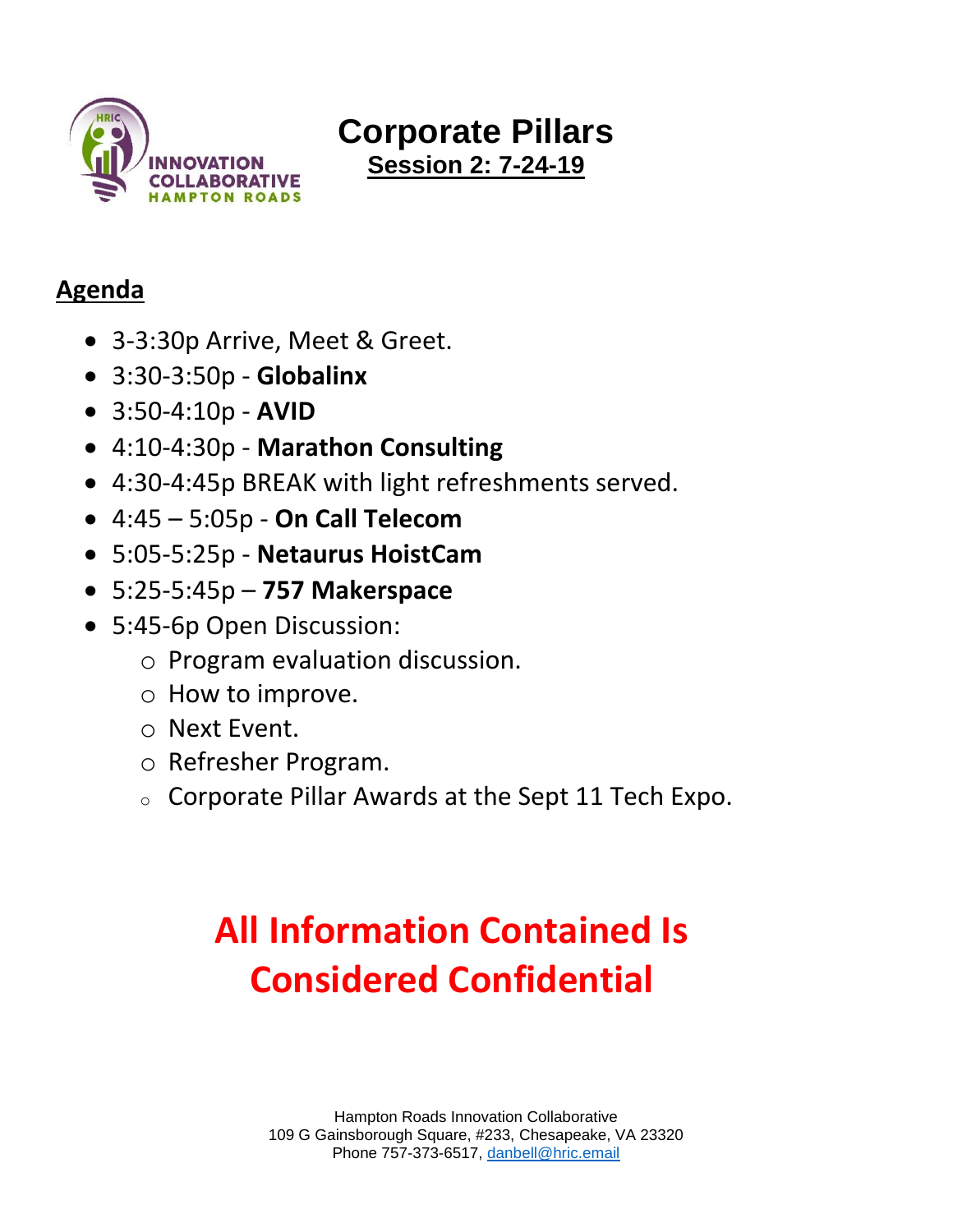# Corporate Pillars

## Session 2: 7-24-19

## Agenda

- 3-3:30p Arrive, Meet & Greet.
- 3:30-3:50p - **Globalinx**
- 3:50-4:10p - **AVID**
- 4:10-4:30p - **Marathon Consulting**
- 4:30-4:45p BREAK with light refreshments served.
- 4:45 – 5:05p - **On Call Telecom**
- 5:05-5:25p - **Netaurus HoistCam**
- 5:25-5:45p – **757 Makerspace**
- 5:45-6p Open Discussion:
  - Program evaluation discussion.
  - How to improve.
  - Next Event.
  - Refresher Program.
  - Corporate Pillar Awards at the Sept 11 Tech Expo.

**All Information Contained Is Considered Confidential**

Hampton Roads Innovation Collaborative
109 G Gainsborough Square, #233, Chesapeake, VA 23320
Phone 757-373-6517, danbell@hric.email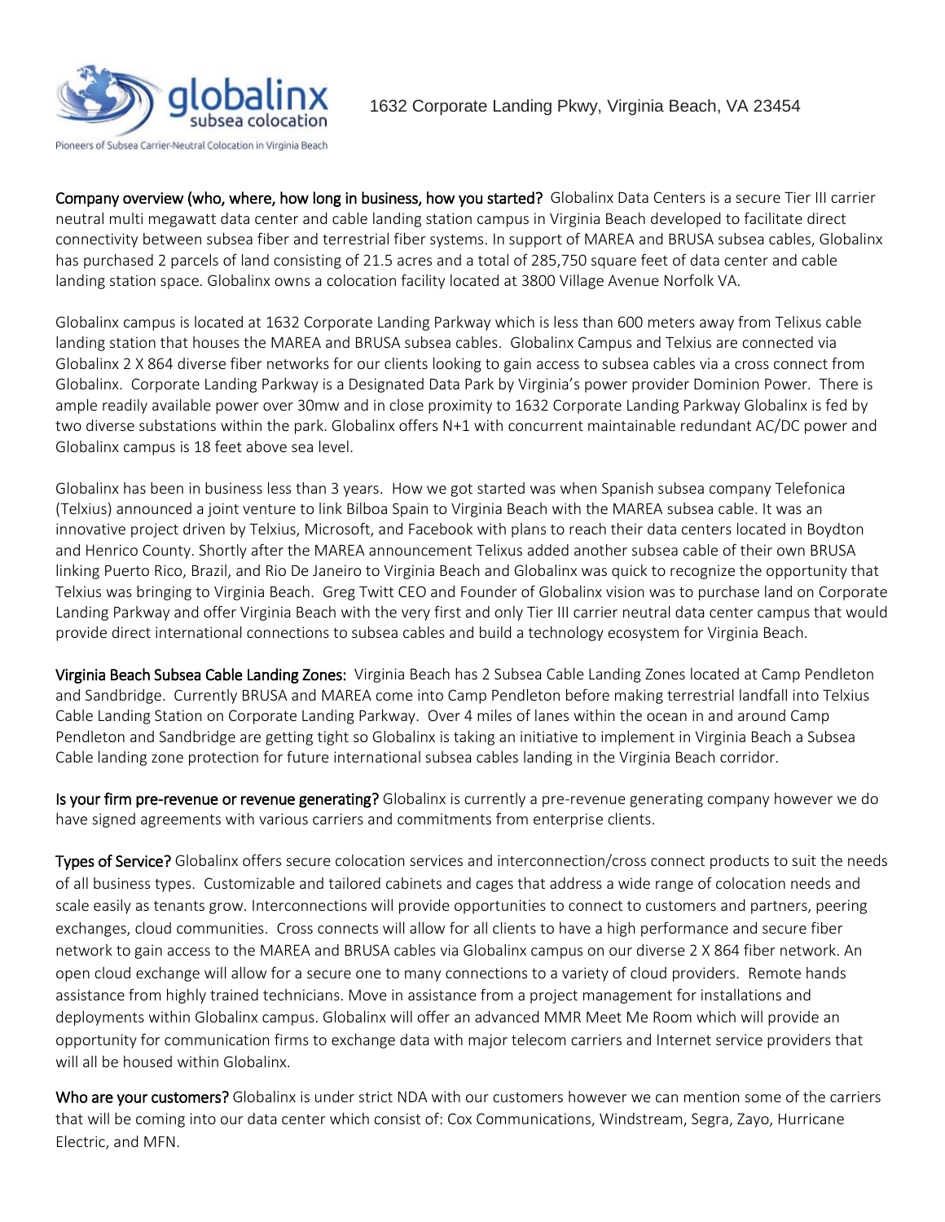globalinx subsea colocation

Pioneers of Subsea Carrier-Neutral Colocation in Virginia Beach

1632 Corporate Landing Pkwy, Virginia Beach, VA 23454

**Company overview (who, where, how long in business, how you started?** Globalinx Data Centers is a secure Tier III carrier neutral multi megawatt data center and cable landing station campus in Virginia Beach developed to facilitate direct connectivity between subsea fiber and terrestrial fiber systems. In support of MAREA and BRUSA subsea cables, Globalinx has purchased 2 parcels of land consisting of 21.5 acres and a total of 285,750 square feet of data center and cable landing station space. Globalinx owns a colocation facility located at 3800 Village Avenue Norfolk VA.

Globalinx campus is located at 1632 Corporate Landing Parkway which is less than 600 meters away from Telixus cable landing station that houses the MAREA and BRUSA subsea cables. Globalinx Campus and Telxius are connected via Globalinx 2 X 864 diverse fiber networks for our clients looking to gain access to subsea cables via a cross connect from Globalinx. Corporate Landing Parkway is a Designated Data Park by Virginia's power provider Dominion Power. There is ample readily available power over 30mw and in close proximity to 1632 Corporate Landing Parkway Globalinx is fed by two diverse substations within the park. Globalinx offers N+1 with concurrent maintainable redundant AC/DC power and Globalinx campus is 18 feet above sea level.

Globalinx has been in business less than 3 years. How we got started was when Spanish subsea company Telefonica (Telxius) announced a joint venture to link Bilboa Spain to Virginia Beach with the MAREA subsea cable. It was an innovative project driven by Telxius, Microsoft, and Facebook with plans to reach their data centers located in Boydton and Henrico County. Shortly after the MAREA announcement Telixus added another subsea cable of their own BRUSA linking Puerto Rico, Brazil, and Rio De Janeiro to Virginia Beach and Globalinx was quick to recognize the opportunity that Telxius was bringing to Virginia Beach. Greg Twitt CEO and Founder of Globalinx vision was to purchase land on Corporate Landing Parkway and offer Virginia Beach with the very first and only Tier III carrier neutral data center campus that would provide direct international connections to subsea cables and build a technology ecosystem for Virginia Beach.

**Virginia Beach Subsea Cable Landing Zones:** Virginia Beach has 2 Subsea Cable Landing Zones located at Camp Pendleton and Sandbridge. Currently BRUSA and MAREA come into Camp Pendleton before making terrestrial landfall into Telxius Cable Landing Station on Corporate Landing Parkway. Over 4 miles of lanes within the ocean in and around Camp Pendleton and Sandbridge are getting tight so Globalinx is taking an initiative to implement in Virginia Beach a Subsea Cable landing zone protection for future international subsea cables landing in the Virginia Beach corridor.

**Is your firm pre-revenue or revenue generating?** Globalinx is currently a pre-revenue generating company however we do have signed agreements with various carriers and commitments from enterprise clients.

**Types of Service?** Globalinx offers secure colocation services and interconnection/cross connect products to suit the needs of all business types. Customizable and tailored cabinets and cages that address a wide range of colocation needs and scale easily as tenants grow. Interconnections will provide opportunities to connect to customers and partners, peering exchanges, cloud communities. Cross connects will allow for all clients to have a high performance and secure fiber network to gain access to the MAREA and BRUSA cables via Globalinx campus on our diverse 2 X 864 fiber network. An open cloud exchange will allow for a secure one to many connections to a variety of cloud providers. Remote hands assistance from highly trained technicians. Move in assistance from a project management for installations and deployments within Globalinx campus. Globalinx will offer an advanced MMR Meet Me Room which will provide an opportunity for communication firms to exchange data with major telecom carriers and Internet service providers that will all be housed within Globalinx.

**Who are your customers?** Globalinx is under strict NDA with our customers however we can mention some of the carriers that will be coming into our data center which consist of: Cox Communications, Windstream, Segra, Zayo, Hurricane Electric, and MFN.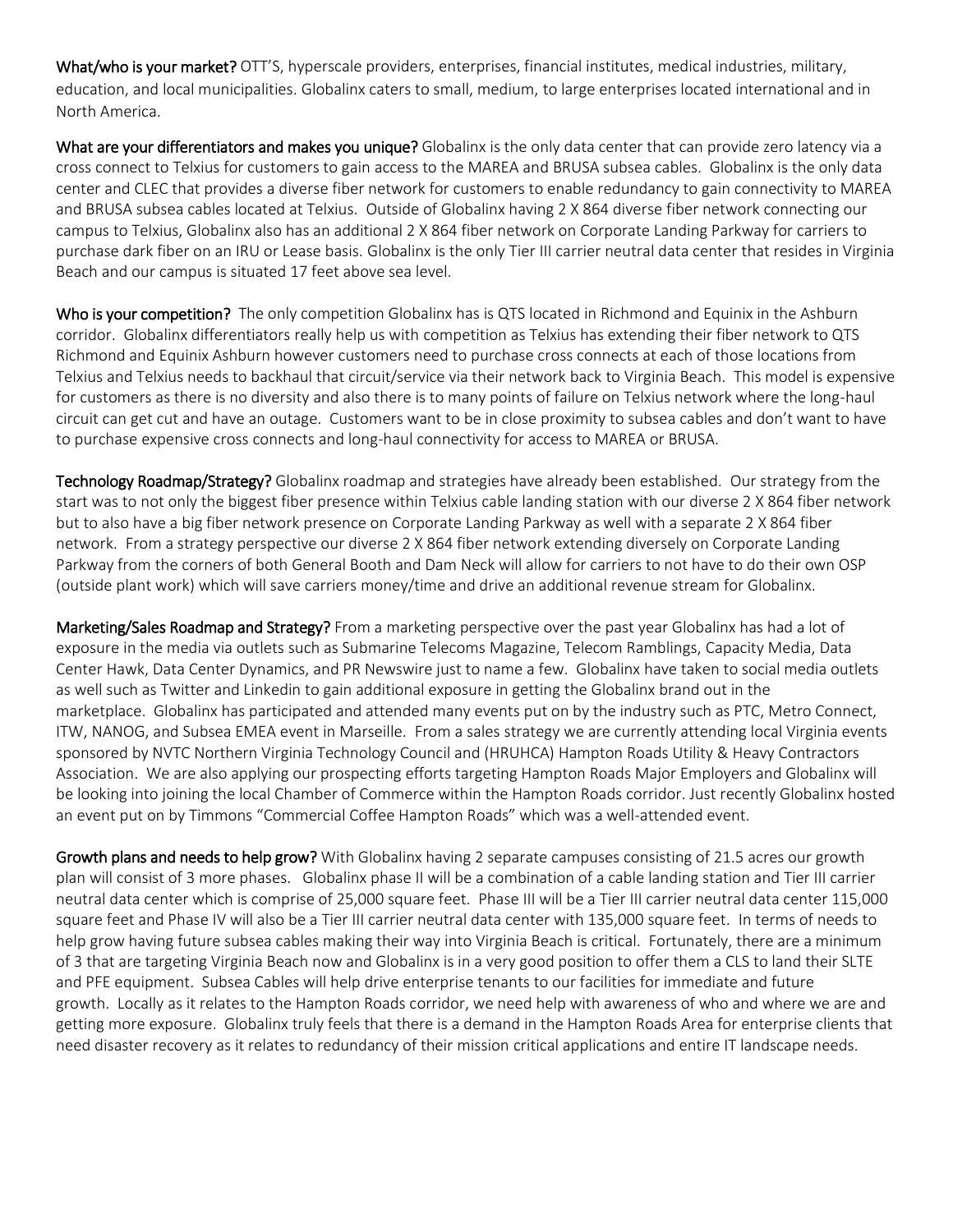**What/who is your market?** OTT'S, hyperscale providers, enterprises, financial institutes, medical industries, military, education, and local municipalities. Globalinx caters to small, medium, to large enterprises located international and in North America.

**What are your differentiators and makes you unique?** Globalinx is the only data center that can provide zero latency via a cross connect to Telxius for customers to gain access to the MAREA and BRUSA subsea cables. Globalinx is the only data center and CLEC that provides a diverse fiber network for customers to enable redundancy to gain connectivity to MAREA and BRUSA subsea cables located at Telxius. Outside of Globalinx having 2 X 864 diverse fiber network connecting our campus to Telxius, Globalinx also has an additional 2 X 864 fiber network on Corporate Landing Parkway for carriers to purchase dark fiber on an IRU or Lease basis. Globalinx is the only Tier III carrier neutral data center that resides in Virginia Beach and our campus is situated 17 feet above sea level.

**Who is your competition?** The only competition Globalinx has is QTS located in Richmond and Equinix in the Ashburn corridor. Globalinx differentiators really help us with competition as Telxius has extending their fiber network to QTS Richmond and Equinix Ashburn however customers need to purchase cross connects at each of those locations from Telxius and Telxius needs to backhaul that circuit/service via their network back to Virginia Beach. This model is expensive for customers as there is no diversity and also there is to many points of failure on Telxius network where the long-haul circuit can get cut and have an outage. Customers want to be in close proximity to subsea cables and don't want to have to purchase expensive cross connects and long-haul connectivity for access to MAREA or BRUSA.

**Technology Roadmap/Strategy?** Globalinx roadmap and strategies have already been established. Our strategy from the start was to not only the biggest fiber presence within Telxius cable landing station with our diverse 2 X 864 fiber network but to also have a big fiber network presence on Corporate Landing Parkway as well with a separate 2 X 864 fiber network. From a strategy perspective our diverse 2 X 864 fiber network extending diversely on Corporate Landing Parkway from the corners of both General Booth and Dam Neck will allow for carriers to not have to do their own OSP (outside plant work) which will save carriers money/time and drive an additional revenue stream for Globalinx.

**Marketing/Sales Roadmap and Strategy?** From a marketing perspective over the past year Globalinx has had a lot of exposure in the media via outlets such as Submarine Telecoms Magazine, Telecom Ramblings, Capacity Media, Data Center Hawk, Data Center Dynamics, and PR Newswire just to name a few. Globalinx have taken to social media outlets as well such as Twitter and Linkedin to gain additional exposure in getting the Globalinx brand out in the marketplace. Globalinx has participated and attended many events put on by the industry such as PTC, Metro Connect, ITW, NANOG, and Subsea EMEA event in Marseille. From a sales strategy we are currently attending local Virginia events sponsored by NVTC Northern Virginia Technology Council and (HRUHCA) Hampton Roads Utility & Heavy Contractors Association. We are also applying our prospecting efforts targeting Hampton Roads Major Employers and Globalinx will be looking into joining the local Chamber of Commerce within the Hampton Roads corridor. Just recently Globalinx hosted an event put on by Timmons "Commercial Coffee Hampton Roads" which was a well-attended event.

**Growth plans and needs to help grow?** With Globalinx having 2 separate campuses consisting of 21.5 acres our growth plan will consist of 3 more phases. Globalinx phase II will be a combination of a cable landing station and Tier III carrier neutral data center which is comprise of 25,000 square feet. Phase III will be a Tier III carrier neutral data center 115,000 square feet and Phase IV will also be a Tier III carrier neutral data center with 135,000 square feet. In terms of needs to help grow having future subsea cables making their way into Virginia Beach is critical. Fortunately, there are a minimum of 3 that are targeting Virginia Beach now and Globalinx is in a very good position to offer them a CLS to land their SLTE and PFE equipment. Subsea Cables will help drive enterprise tenants to our facilities for immediate and future growth. Locally as it relates to the Hampton Roads corridor, we need help with awareness of who and where we are and getting more exposure. Globalinx truly feels that there is a demand in the Hampton Roads Area for enterprise clients that need disaster recovery as it relates to redundancy of their mission critical applications and entire IT landscape needs.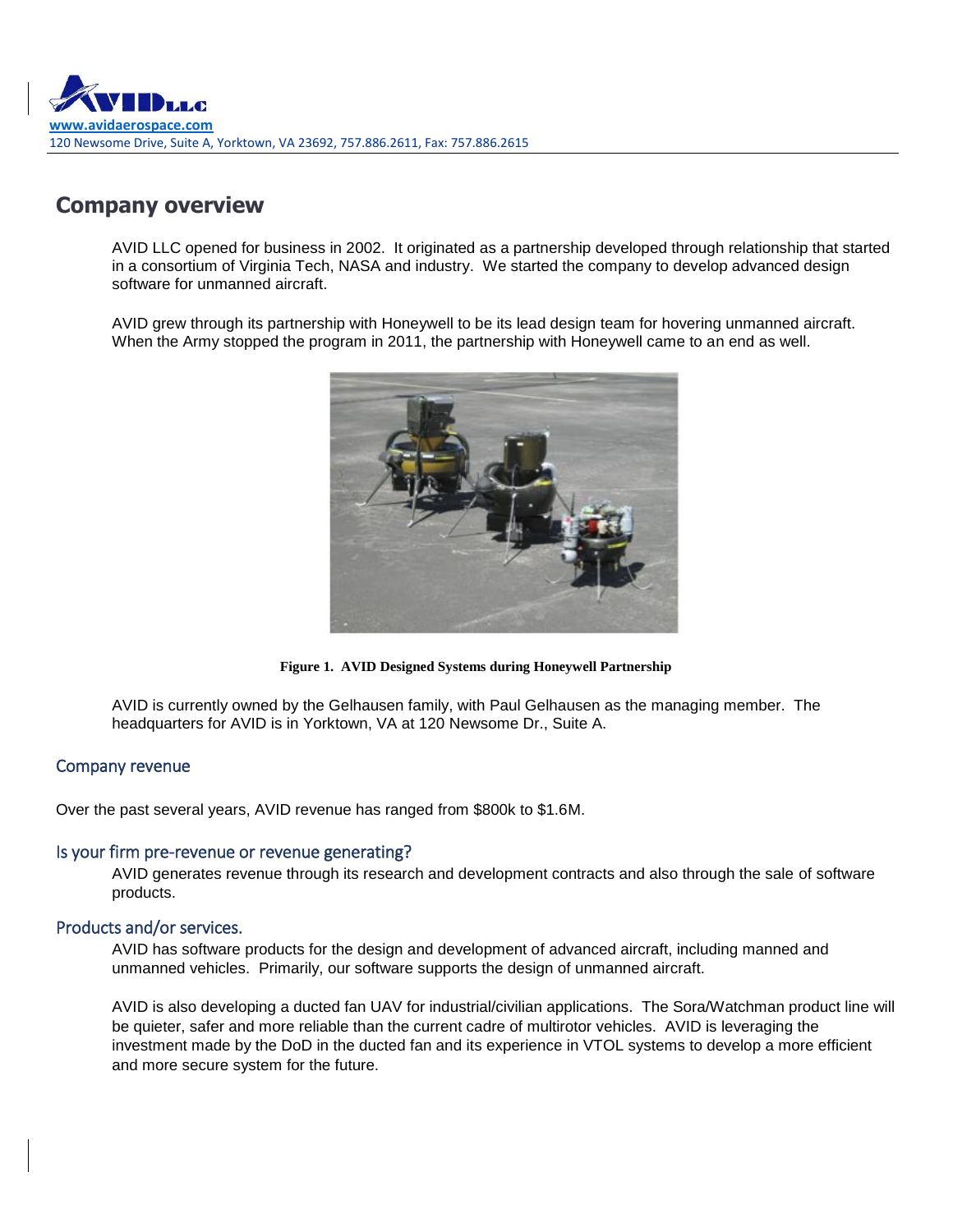# Company overview

AVID LLC opened for business in 2002. It originated as a partnership developed through relationship that started in a consortium of Virginia Tech, NASA and industry. We started the company to develop advanced design software for unmanned aircraft.

AVID grew through its partnership with Honeywell to be its lead design team for hovering unmanned aircraft. When the Army stopped the program in 2011, the partnership with Honeywell came to an end as well.

**Figure 1. AVID Designed Systems during Honeywell Partnership**

AVID is currently owned by the Gelhausen family, with Paul Gelhausen as the managing member. The headquarters for AVID is in Yorktown, VA at 120 Newsome Dr., Suite A.

## Company revenue

Over the past several years, AVID revenue has ranged from $800k to $1.6M.

## Is your firm pre-revenue or revenue generating?

AVID generates revenue through its research and development contracts and also through the sale of software products.

## Products and/or services.

AVID has software products for the design and development of advanced aircraft, including manned and unmanned vehicles. Primarily, our software supports the design of unmanned aircraft.

AVID is also developing a ducted fan UAV for industrial/civilian applications. The Sora/Watchman product line will be quieter, safer and more reliable than the current cadre of multirotor vehicles. AVID is leveraging the investment made by the DoD in the ducted fan and its experience in VTOL systems to develop a more efficient and more secure system for the future.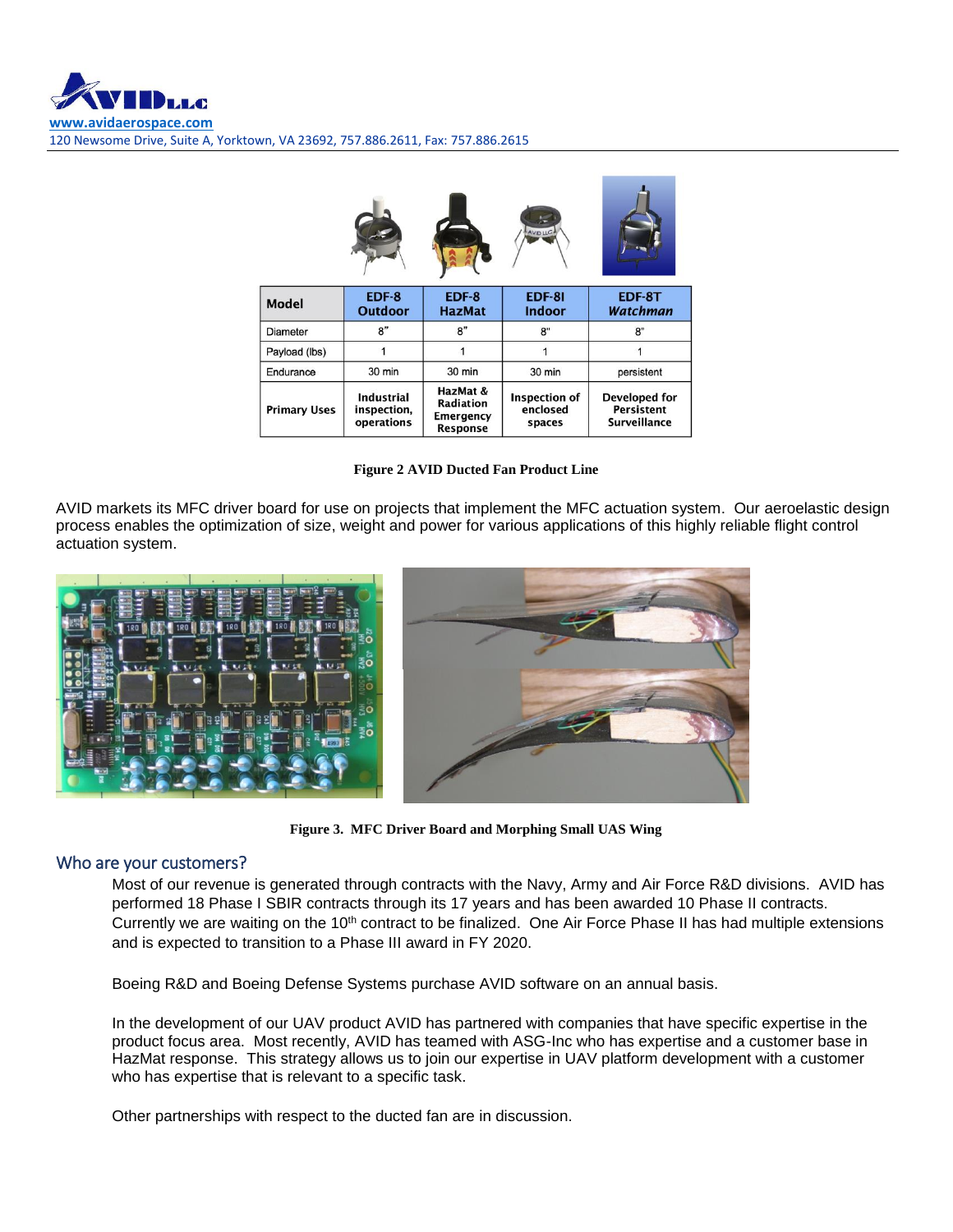| Model | EDF-8 Outdoor | EDF-8 HazMat | EDF-8I Indoor | EDF-8T *Watchman* |
|---|---|---|---|---|
| Diameter | 8" | 8" | 8" | 8" |
| Payload (lbs) | 1 | 1 | 1 | 1 |
| Endurance | 30 min | 30 min | 30 min | persistent |
| **Primary Uses** | **Industrial inspection, operations** | **HazMat & Radiation Emergency Response** | **Inspection of enclosed spaces** | **Developed for Persistent Surveillance** |

**Figure 2 AVID Ducted Fan Product Line**

AVID markets its MFC driver board for use on projects that implement the MFC actuation system. Our aeroelastic design process enables the optimization of size, weight and power for various applications of this highly reliable flight control actuation system.

**Figure 3. MFC Driver Board and Morphing Small UAS Wing**

## Who are your customers?

Most of our revenue is generated through contracts with the Navy, Army and Air Force R&D divisions. AVID has performed 18 Phase I SBIR contracts through its 17 years and has been awarded 10 Phase II contracts. Currently we are waiting on the 10th contract to be finalized. One Air Force Phase II has had multiple extensions and is expected to transition to a Phase III award in FY 2020.

Boeing R&D and Boeing Defense Systems purchase AVID software on an annual basis.

In the development of our UAV product AVID has partnered with companies that have specific expertise in the product focus area. Most recently, AVID has teamed with ASG-Inc who has expertise and a customer base in HazMat response. This strategy allows us to join our expertise in UAV platform development with a customer who has expertise that is relevant to a specific task.

Other partnerships with respect to the ducted fan are in discussion.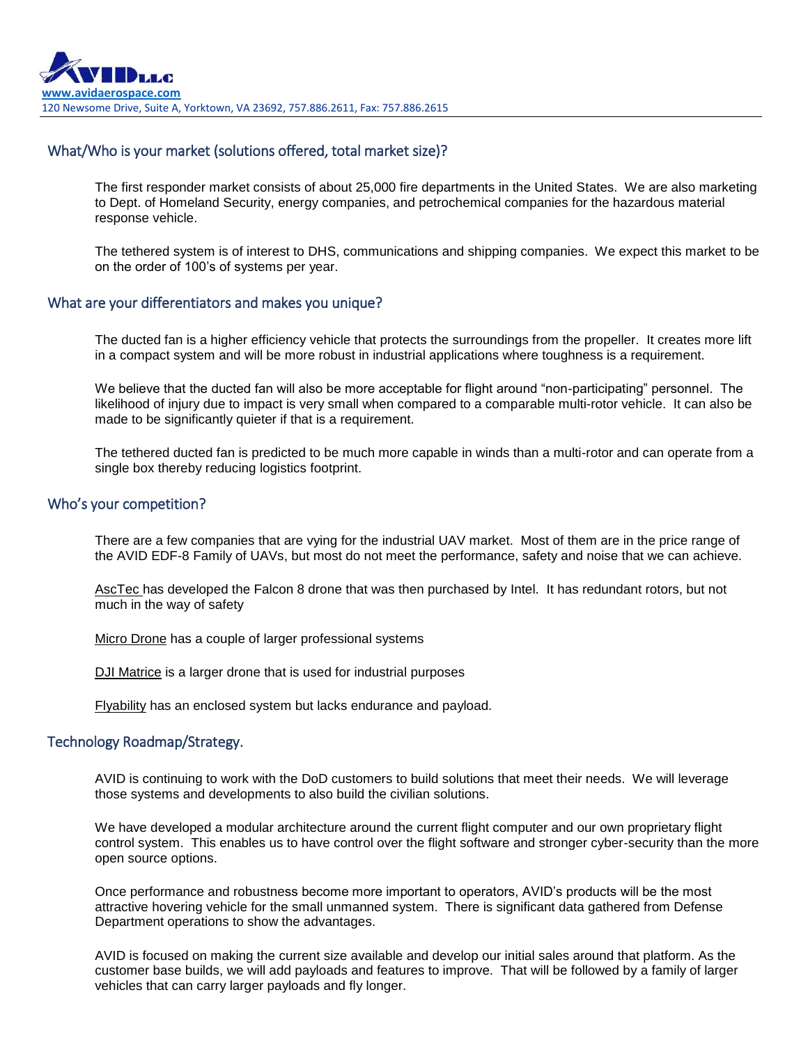## What/Who is your market (solutions offered, total market size)?

The first responder market consists of about 25,000 fire departments in the United States. We are also marketing to Dept. of Homeland Security, energy companies, and petrochemical companies for the hazardous material response vehicle.

The tethered system is of interest to DHS, communications and shipping companies. We expect this market to be on the order of 100's of systems per year.

## What are your differentiators and makes you unique?

The ducted fan is a higher efficiency vehicle that protects the surroundings from the propeller. It creates more lift in a compact system and will be more robust in industrial applications where toughness is a requirement.

We believe that the ducted fan will also be more acceptable for flight around "non-participating" personnel. The likelihood of injury due to impact is very small when compared to a comparable multi-rotor vehicle. It can also be made to be significantly quieter if that is a requirement.

The tethered ducted fan is predicted to be much more capable in winds than a multi-rotor and can operate from a single box thereby reducing logistics footprint.

## Who's your competition?

There are a few companies that are vying for the industrial UAV market. Most of them are in the price range of the AVID EDF-8 Family of UAVs, but most do not meet the performance, safety and noise that we can achieve.

AscTec has developed the Falcon 8 drone that was then purchased by Intel. It has redundant rotors, but not much in the way of safety

Micro Drone has a couple of larger professional systems

DJI Matrice is a larger drone that is used for industrial purposes

Flyability has an enclosed system but lacks endurance and payload.

## Technology Roadmap/Strategy.

AVID is continuing to work with the DoD customers to build solutions that meet their needs. We will leverage those systems and developments to also build the civilian solutions.

We have developed a modular architecture around the current flight computer and our own proprietary flight control system. This enables us to have control over the flight software and stronger cyber-security than the more open source options.

Once performance and robustness become more important to operators, AVID's products will be the most attractive hovering vehicle for the small unmanned system. There is significant data gathered from Defense Department operations to show the advantages.

AVID is focused on making the current size available and develop our initial sales around that platform. As the customer base builds, we will add payloads and features to improve. That will be followed by a family of larger vehicles that can carry larger payloads and fly longer.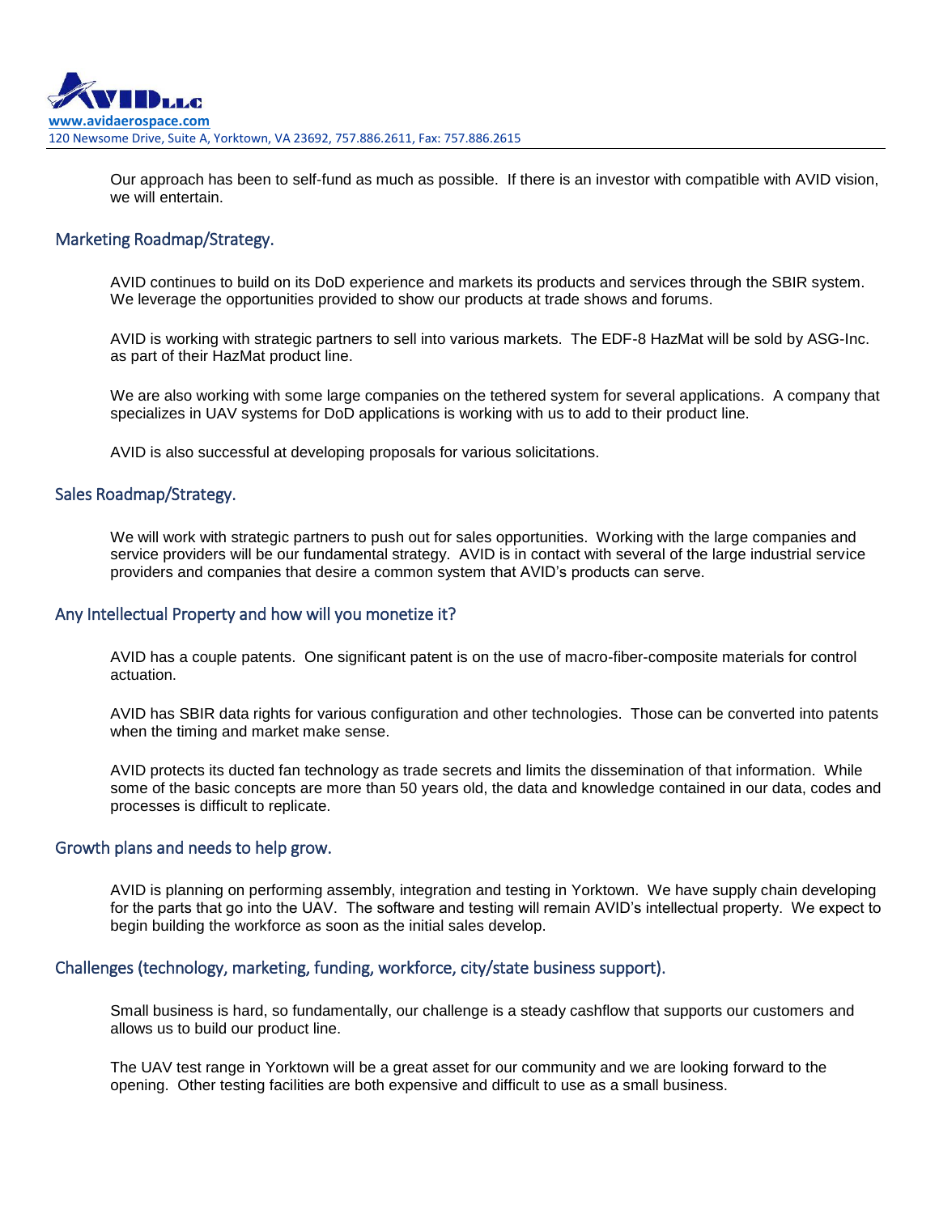Our approach has been to self-fund as much as possible. If there is an investor with compatible with AVID vision, we will entertain.

## Marketing Roadmap/Strategy.

AVID continues to build on its DoD experience and markets its products and services through the SBIR system. We leverage the opportunities provided to show our products at trade shows and forums.

AVID is working with strategic partners to sell into various markets. The EDF-8 HazMat will be sold by ASG-Inc. as part of their HazMat product line.

We are also working with some large companies on the tethered system for several applications. A company that specializes in UAV systems for DoD applications is working with us to add to their product line.

AVID is also successful at developing proposals for various solicitations.

## Sales Roadmap/Strategy.

We will work with strategic partners to push out for sales opportunities. Working with the large companies and service providers will be our fundamental strategy. AVID is in contact with several of the large industrial service providers and companies that desire a common system that AVID's products can serve.

## Any Intellectual Property and how will you monetize it?

AVID has a couple patents. One significant patent is on the use of macro-fiber-composite materials for control actuation.

AVID has SBIR data rights for various configuration and other technologies. Those can be converted into patents when the timing and market make sense.

AVID protects its ducted fan technology as trade secrets and limits the dissemination of that information. While some of the basic concepts are more than 50 years old, the data and knowledge contained in our data, codes and processes is difficult to replicate.

## Growth plans and needs to help grow.

AVID is planning on performing assembly, integration and testing in Yorktown. We have supply chain developing for the parts that go into the UAV. The software and testing will remain AVID's intellectual property. We expect to begin building the workforce as soon as the initial sales develop.

## Challenges (technology, marketing, funding, workforce, city/state business support).

Small business is hard, so fundamentally, our challenge is a steady cashflow that supports our customers and allows us to build our product line.

The UAV test range in Yorktown will be a great asset for our community and we are looking forward to the opening. Other testing facilities are both expensive and difficult to use as a small business.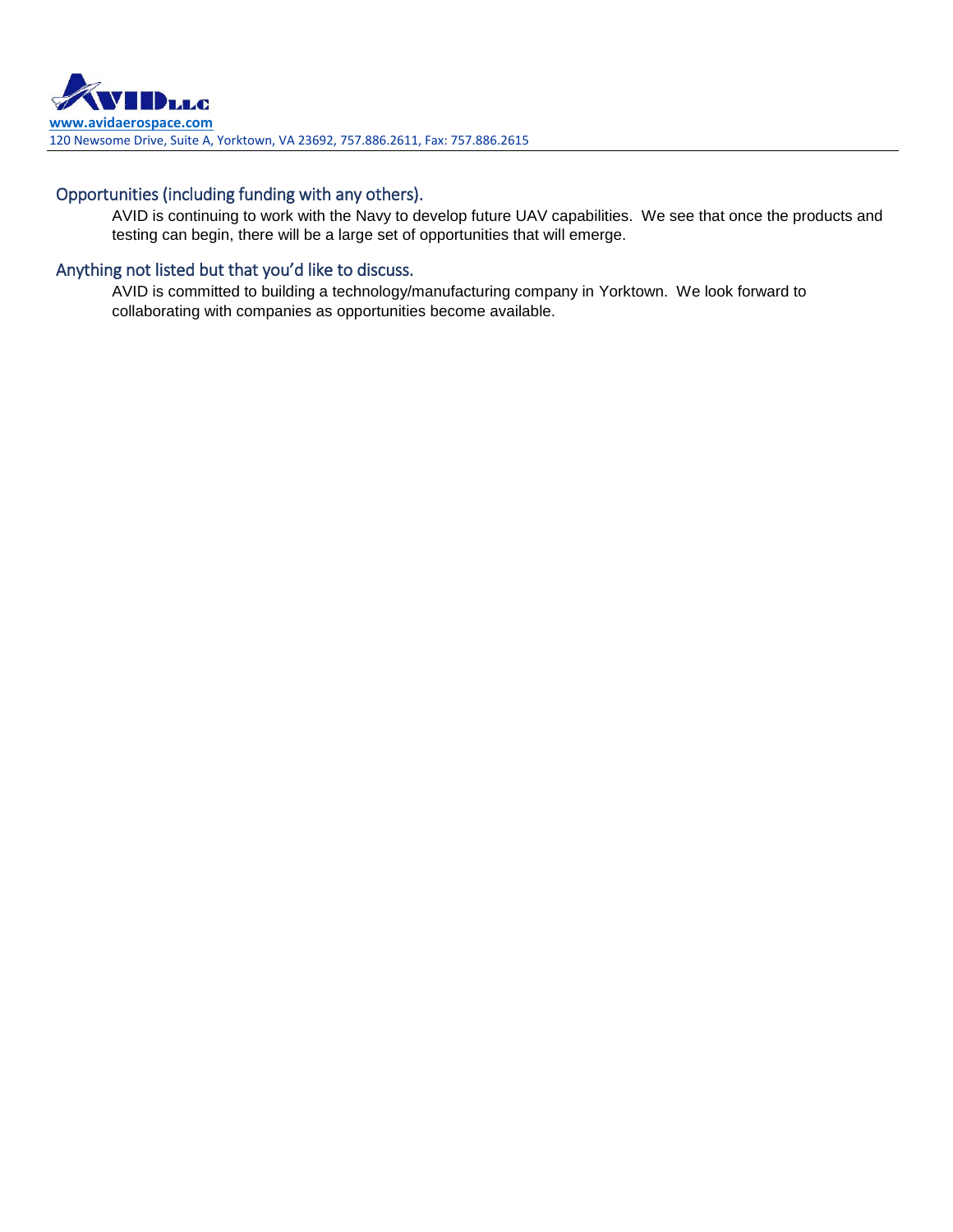## Opportunities (including funding with any others).

AVID is continuing to work with the Navy to develop future UAV capabilities. We see that once the products and testing can begin, there will be a large set of opportunities that will emerge.

## Anything not listed but that you'd like to discuss.

AVID is committed to building a technology/manufacturing company in Yorktown. We look forward to collaborating with companies as opportunities become available.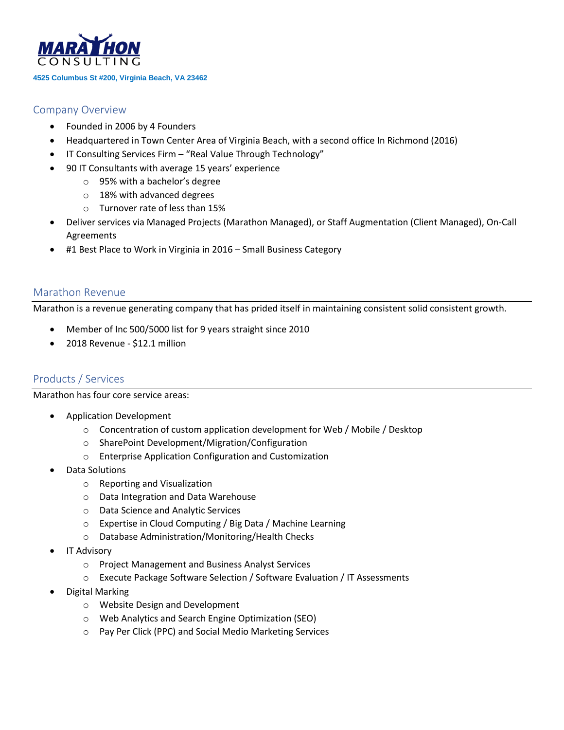MARATHON CONSULTING

**4525 Columbus St #200, Virginia Beach, VA 23462**

## Company Overview

- Founded in 2006 by 4 Founders
- Headquartered in Town Center Area of Virginia Beach, with a second office In Richmond (2016)
- IT Consulting Services Firm – "Real Value Through Technology"
- 90 IT Consultants with average 15 years' experience
  - 95% with a bachelor's degree
  - 18% with advanced degrees
  - Turnover rate of less than 15%
- Deliver services via Managed Projects (Marathon Managed), or Staff Augmentation (Client Managed), On-Call Agreements
- #1 Best Place to Work in Virginia in 2016 – Small Business Category

## Marathon Revenue

Marathon is a revenue generating company that has prided itself in maintaining consistent solid consistent growth.

- Member of Inc 500/5000 list for 9 years straight since 2010
- 2018 Revenue - $12.1 million

## Products / Services

Marathon has four core service areas:

- Application Development
  - Concentration of custom application development for Web / Mobile / Desktop
  - SharePoint Development/Migration/Configuration
  - Enterprise Application Configuration and Customization
- Data Solutions
  - Reporting and Visualization
  - Data Integration and Data Warehouse
  - Data Science and Analytic Services
  - Expertise in Cloud Computing / Big Data / Machine Learning
  - Database Administration/Monitoring/Health Checks
- IT Advisory
  - Project Management and Business Analyst Services
  - Execute Package Software Selection / Software Evaluation / IT Assessments
- Digital Marking
  - Website Design and Development
  - Web Analytics and Search Engine Optimization (SEO)
  - Pay Per Click (PPC) and Social Medio Marketing Services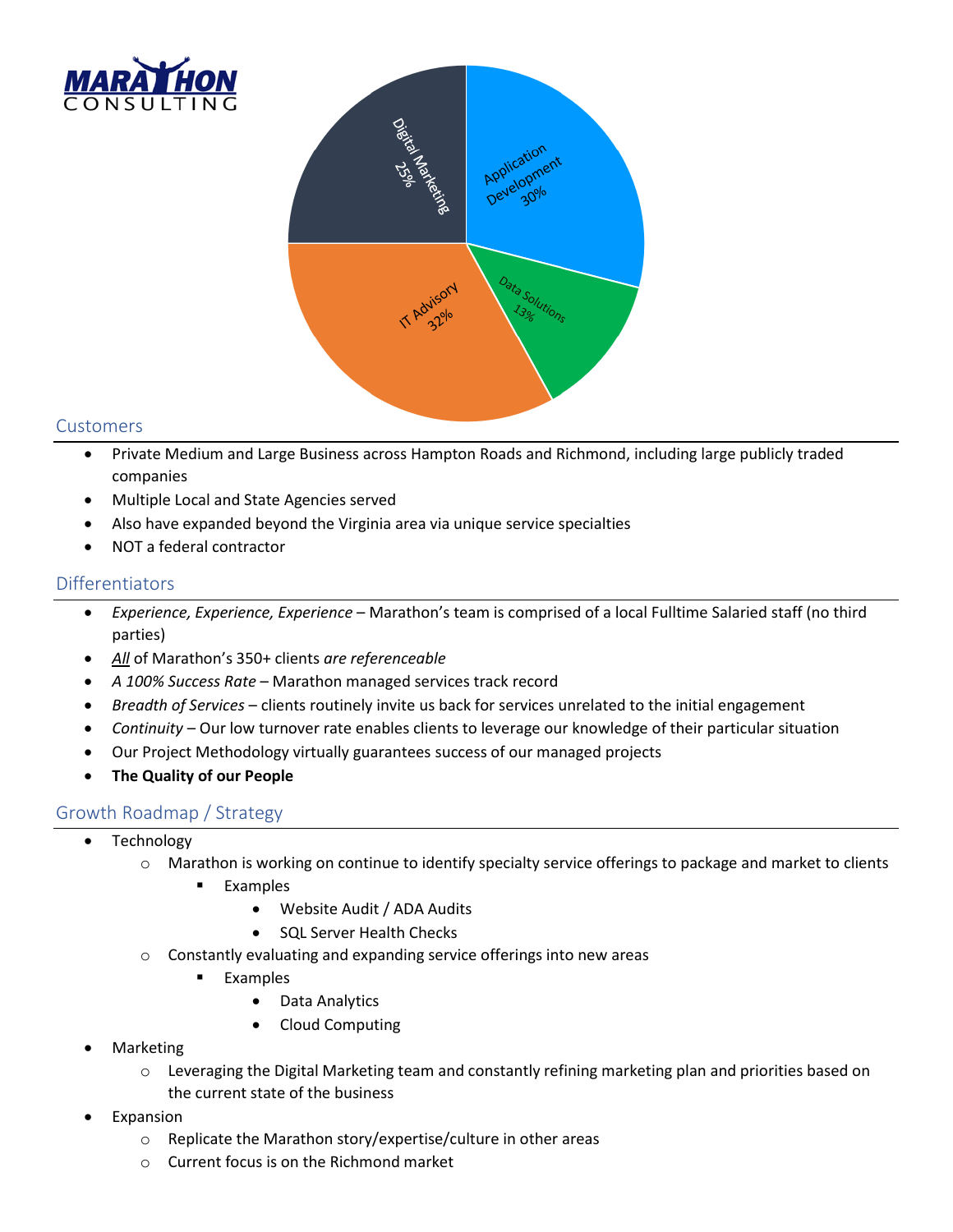MARATHON CONSULTING

Digital Marketing 25%

Application Development 30%

Data Solutions 13%

IT Advisory 32%

## Customers

- Private Medium and Large Business across Hampton Roads and Richmond, including large publicly traded companies
- Multiple Local and State Agencies served
- Also have expanded beyond the Virginia area via unique service specialties
- NOT a federal contractor

## Differentiators

- *Experience, Experience, Experience* – Marathon's team is comprised of a local Fulltime Salaried staff (no third parties)
- ***All*** of Marathon's 350+ clients *are referenceable*
- *A 100% Success Rate* – Marathon managed services track record
- *Breadth of Services* – clients routinely invite us back for services unrelated to the initial engagement
- *Continuity* – Our low turnover rate enables clients to leverage our knowledge of their particular situation
- Our Project Methodology virtually guarantees success of our managed projects
- **The Quality of our People**

## Growth Roadmap / Strategy

- Technology
  - Marathon is working on continue to identify specialty service offerings to package and market to clients
    - Examples
      - Website Audit / ADA Audits
      - SQL Server Health Checks
  - Constantly evaluating and expanding service offerings into new areas
    - Examples
      - Data Analytics
      - Cloud Computing
- Marketing
  - Leveraging the Digital Marketing team and constantly refining marketing plan and priorities based on the current state of the business
- Expansion
  - Replicate the Marathon story/expertise/culture in other areas
  - Current focus is on the Richmond market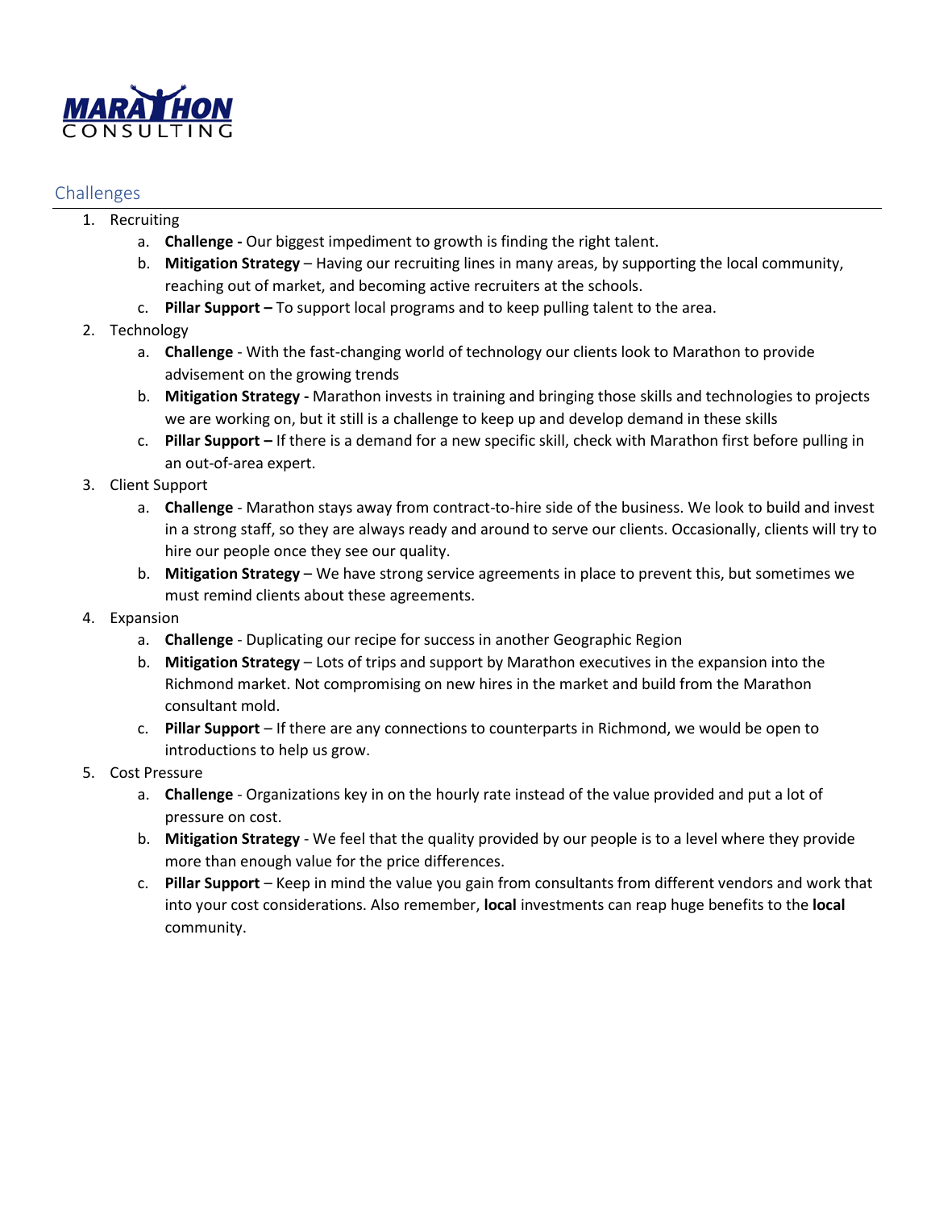## Challenges

1. Recruiting
    a. **Challenge -** Our biggest impediment to growth is finding the right talent.
    b. **Mitigation Strategy** – Having our recruiting lines in many areas, by supporting the local community, reaching out of market, and becoming active recruiters at the schools.
    c. **Pillar Support –** To support local programs and to keep pulling talent to the area.
2. Technology
    a. **Challenge** - With the fast-changing world of technology our clients look to Marathon to provide advisement on the growing trends
    b. **Mitigation Strategy -** Marathon invests in training and bringing those skills and technologies to projects we are working on, but it still is a challenge to keep up and develop demand in these skills
    c. **Pillar Support –** If there is a demand for a new specific skill, check with Marathon first before pulling in an out-of-area expert.
3. Client Support
    a. **Challenge** - Marathon stays away from contract-to-hire side of the business. We look to build and invest in a strong staff, so they are always ready and around to serve our clients. Occasionally, clients will try to hire our people once they see our quality.
    b. **Mitigation Strategy** – We have strong service agreements in place to prevent this, but sometimes we must remind clients about these agreements.
4. Expansion
    a. **Challenge** - Duplicating our recipe for success in another Geographic Region
    b. **Mitigation Strategy** – Lots of trips and support by Marathon executives in the expansion into the Richmond market. Not compromising on new hires in the market and build from the Marathon consultant mold.
    c. **Pillar Support** – If there are any connections to counterparts in Richmond, we would be open to introductions to help us grow.
5. Cost Pressure
    a. **Challenge** - Organizations key in on the hourly rate instead of the value provided and put a lot of pressure on cost.
    b. **Mitigation Strategy** - We feel that the quality provided by our people is to a level where they provide more than enough value for the price differences.
    c. **Pillar Support** – Keep in mind the value you gain from consultants from different vendors and work that into your cost considerations. Also remember, **local** investments can reap huge benefits to the **local** community.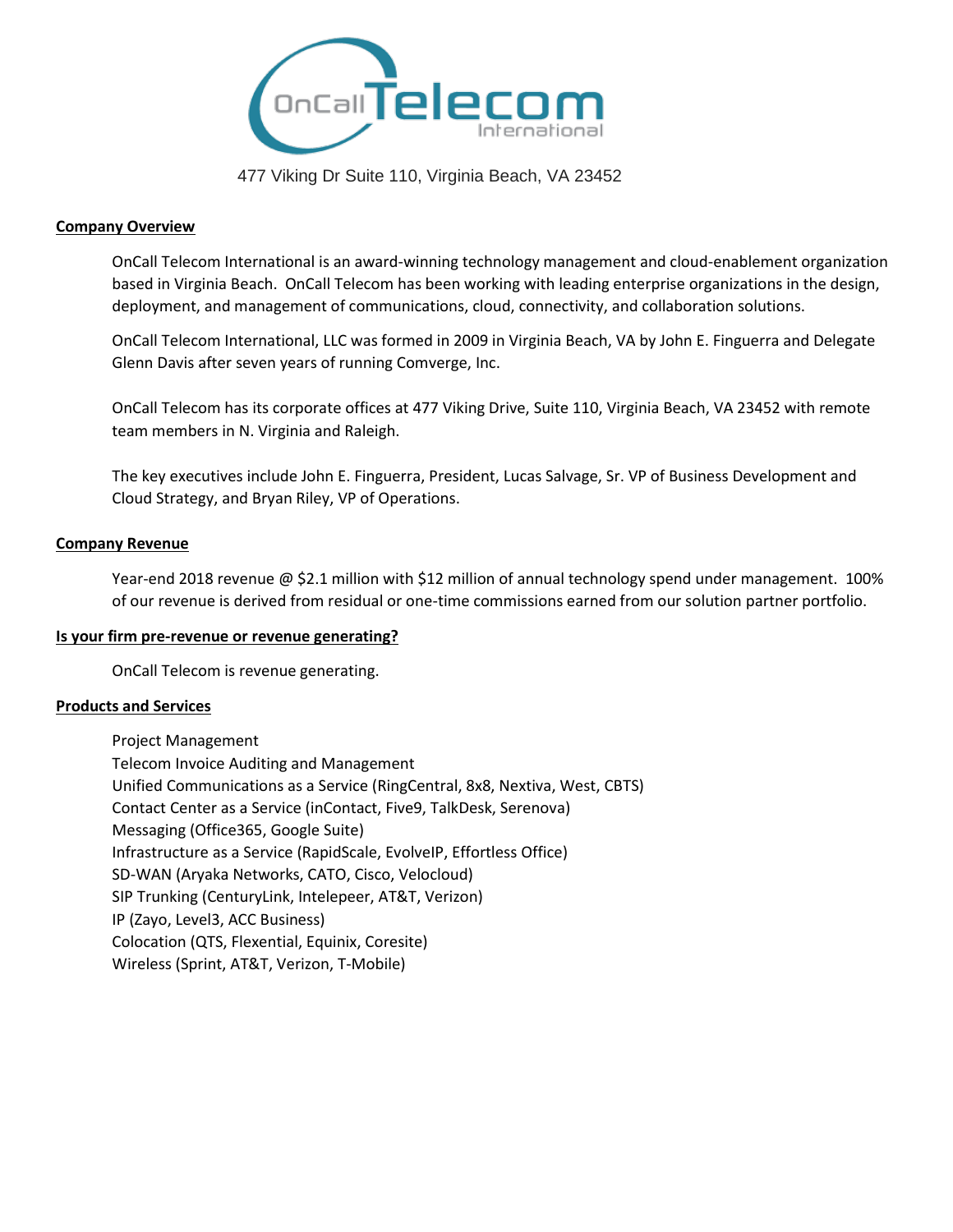OnCall Telecom International

477 Viking Dr Suite 110, Virginia Beach, VA 23452

## Company Overview

OnCall Telecom International is an award-winning technology management and cloud-enablement organization based in Virginia Beach. OnCall Telecom has been working with leading enterprise organizations in the design, deployment, and management of communications, cloud, connectivity, and collaboration solutions.

OnCall Telecom International, LLC was formed in 2009 in Virginia Beach, VA by John E. Finguerra and Delegate Glenn Davis after seven years of running Comverge, Inc.

OnCall Telecom has its corporate offices at 477 Viking Drive, Suite 110, Virginia Beach, VA 23452 with remote team members in N. Virginia and Raleigh.

The key executives include John E. Finguerra, President, Lucas Salvage, Sr. VP of Business Development and Cloud Strategy, and Bryan Riley, VP of Operations.

## Company Revenue

Year-end 2018 revenue @ $2.1 million with $12 million of annual technology spend under management. 100% of our revenue is derived from residual or one-time commissions earned from our solution partner portfolio.

## Is your firm pre-revenue or revenue generating?

OnCall Telecom is revenue generating.

## Products and Services

Project Management
Telecom Invoice Auditing and Management
Unified Communications as a Service (RingCentral, 8x8, Nextiva, West, CBTS)
Contact Center as a Service (inContact, Five9, TalkDesk, Serenova)
Messaging (Office365, Google Suite)
Infrastructure as a Service (RapidScale, EvolveIP, Effortless Office)
SD-WAN (Aryaka Networks, CATO, Cisco, Velocloud)
SIP Trunking (CenturyLink, Intelepeer, AT&T, Verizon)
IP (Zayo, Level3, ACC Business)
Colocation (QTS, Flexential, Equinix, Coresite)
Wireless (Sprint, AT&T, Verizon, T-Mobile)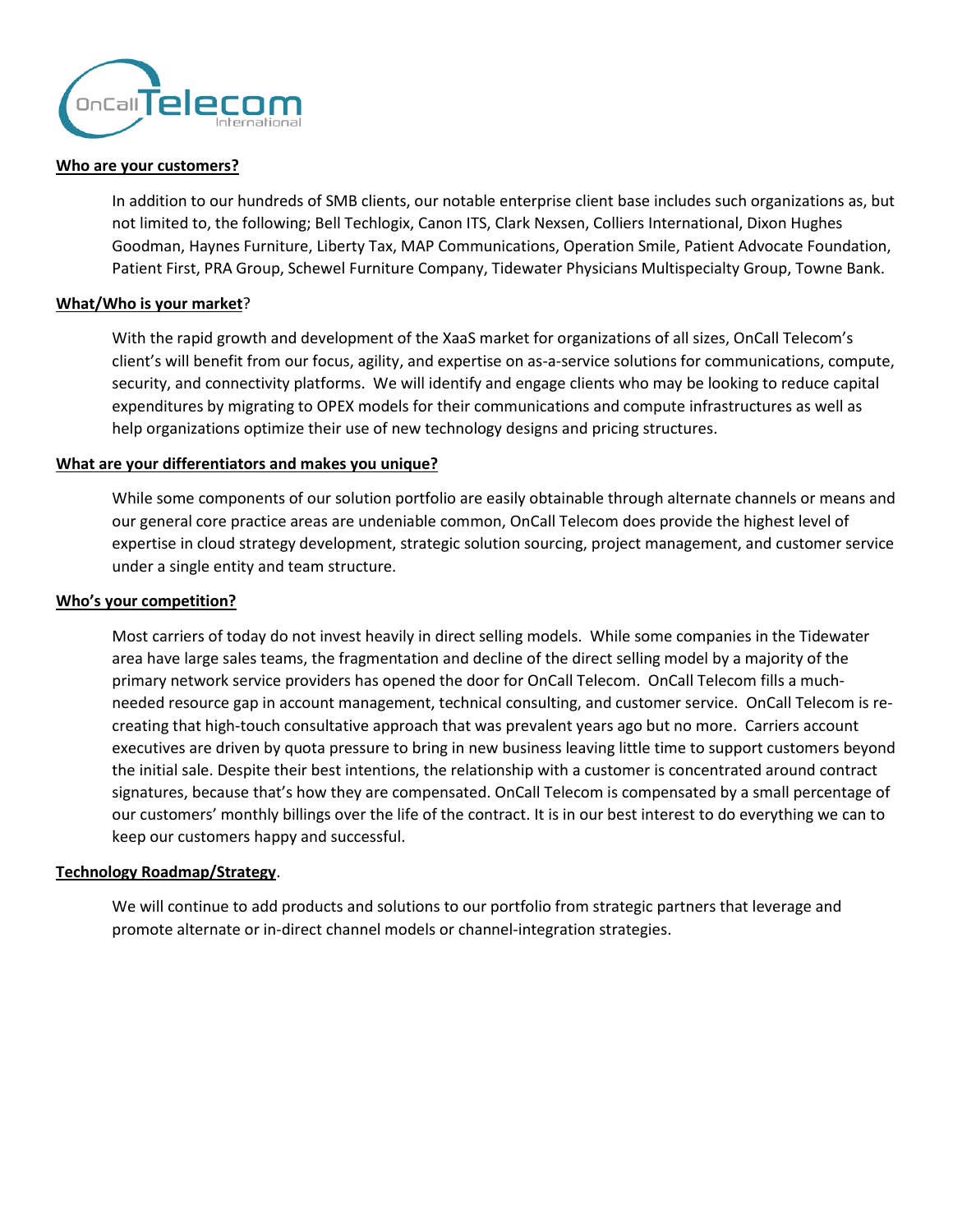**Who are your customers?**

In addition to our hundreds of SMB clients, our notable enterprise client base includes such organizations as, but not limited to, the following; Bell Techlogix, Canon ITS, Clark Nexsen, Colliers International, Dixon Hughes Goodman, Haynes Furniture, Liberty Tax, MAP Communications, Operation Smile, Patient Advocate Foundation, Patient First, PRA Group, Schewel Furniture Company, Tidewater Physicians Multispecialty Group, Towne Bank.

**What/Who is your market?**

With the rapid growth and development of the XaaS market for organizations of all sizes, OnCall Telecom's client's will benefit from our focus, agility, and expertise on as-a-service solutions for communications, compute, security, and connectivity platforms. We will identify and engage clients who may be looking to reduce capital expenditures by migrating to OPEX models for their communications and compute infrastructures as well as help organizations optimize their use of new technology designs and pricing structures.

**What are your differentiators and makes you unique?**

While some components of our solution portfolio are easily obtainable through alternate channels or means and our general core practice areas are undeniable common, OnCall Telecom does provide the highest level of expertise in cloud strategy development, strategic solution sourcing, project management, and customer service under a single entity and team structure.

**Who's your competition?**

Most carriers of today do not invest heavily in direct selling models. While some companies in the Tidewater area have large sales teams, the fragmentation and decline of the direct selling model by a majority of the primary network service providers has opened the door for OnCall Telecom. OnCall Telecom fills a much-needed resource gap in account management, technical consulting, and customer service. OnCall Telecom is re-creating that high-touch consultative approach that was prevalent years ago but no more. Carriers account executives are driven by quota pressure to bring in new business leaving little time to support customers beyond the initial sale. Despite their best intentions, the relationship with a customer is concentrated around contract signatures, because that's how they are compensated. OnCall Telecom is compensated by a small percentage of our customers' monthly billings over the life of the contract. It is in our best interest to do everything we can to keep our customers happy and successful.

**Technology Roadmap/Strategy.**

We will continue to add products and solutions to our portfolio from strategic partners that leverage and promote alternate or in-direct channel models or channel-integration strategies.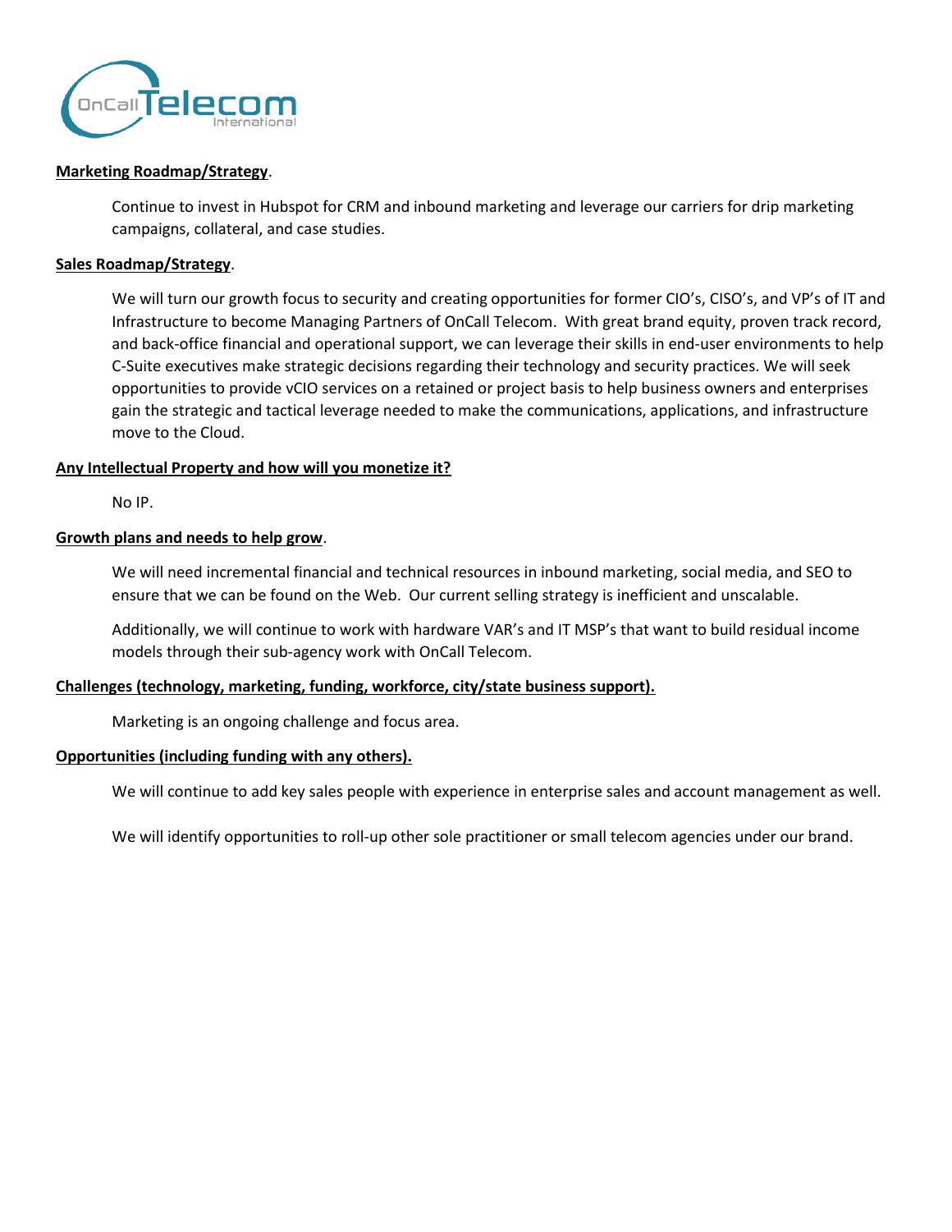**Marketing Roadmap/Strategy**.

Continue to invest in Hubspot for CRM and inbound marketing and leverage our carriers for drip marketing campaigns, collateral, and case studies.

**Sales Roadmap/Strategy**.

We will turn our growth focus to security and creating opportunities for former CIO's, CISO's, and VP's of IT and Infrastructure to become Managing Partners of OnCall Telecom. With great brand equity, proven track record, and back-office financial and operational support, we can leverage their skills in end-user environments to help C-Suite executives make strategic decisions regarding their technology and security practices. We will seek opportunities to provide vCIO services on a retained or project basis to help business owners and enterprises gain the strategic and tactical leverage needed to make the communications, applications, and infrastructure move to the Cloud.

**Any Intellectual Property and how will you monetize it?**

No IP.

**Growth plans and needs to help grow**.

We will need incremental financial and technical resources in inbound marketing, social media, and SEO to ensure that we can be found on the Web. Our current selling strategy is inefficient and unscalable.

Additionally, we will continue to work with hardware VAR's and IT MSP's that want to build residual income models through their sub-agency work with OnCall Telecom.

**Challenges (technology, marketing, funding, workforce, city/state business support).**

Marketing is an ongoing challenge and focus area.

**Opportunities (including funding with any others).**

We will continue to add key sales people with experience in enterprise sales and account management as well.

We will identify opportunities to roll-up other sole practitioner or small telecom agencies under our brand.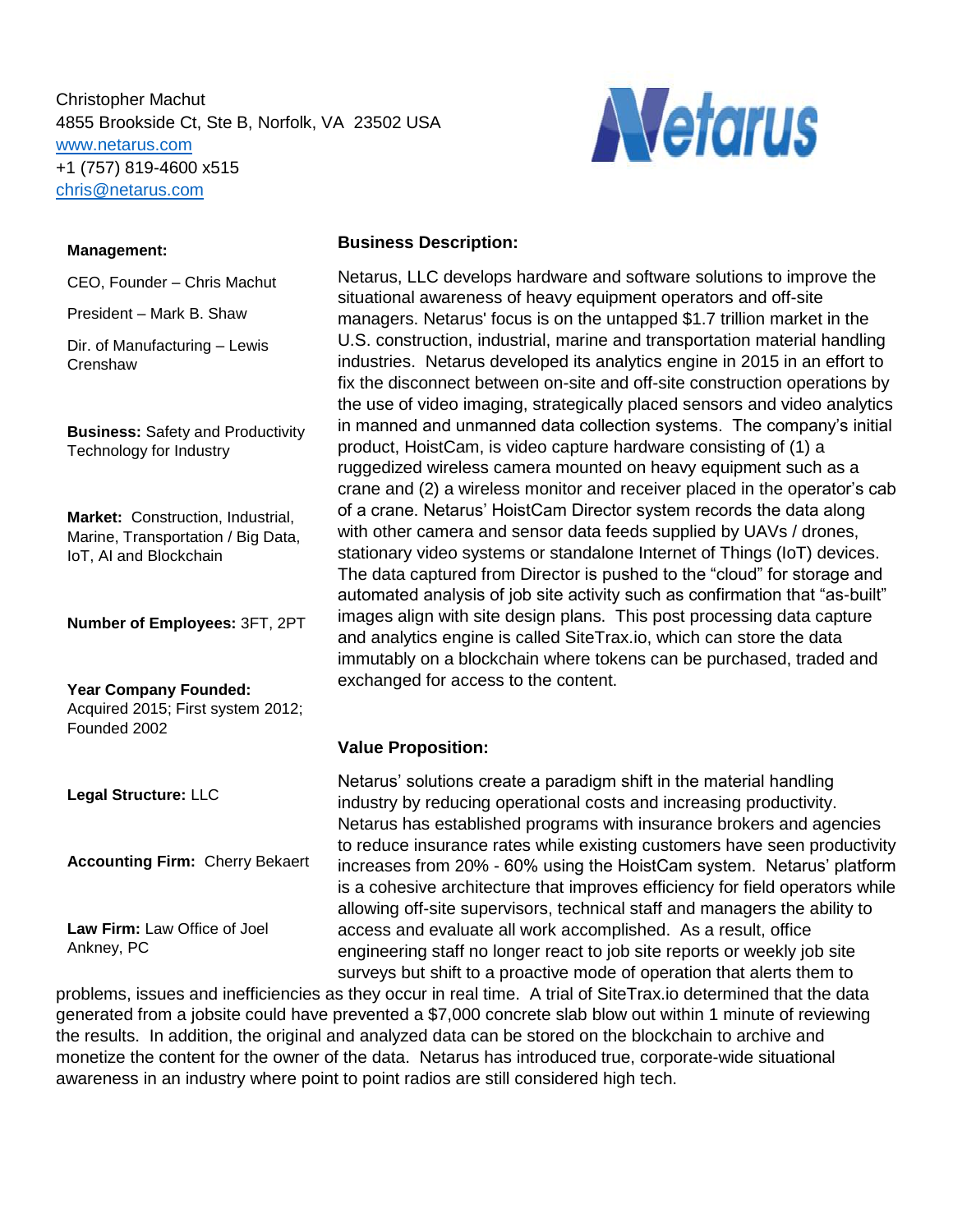Christopher Machut
4855 Brookside Ct, Ste B, Norfolk, VA  23502 USA
www.netarus.com
+1 (757) 819-4600 x515
chris@netarus.com

Netarus

**Management:**

CEO, Founder – Chris Machut

President – Mark B. Shaw

Dir. of Manufacturing – Lewis Crenshaw

**Business:** Safety and Productivity Technology for Industry

**Market:** Construction, Industrial, Marine, Transportation / Big Data, IoT, AI and Blockchain

**Number of Employees:** 3FT, 2PT

**Year Company Founded:** Acquired 2015; First system 2012; Founded 2002

**Legal Structure:** LLC

**Accounting Firm:** Cherry Bekaert

**Law Firm:** Law Office of Joel Ankney, PC

**Business Description:**

Netarus, LLC develops hardware and software solutions to improve the situational awareness of heavy equipment operators and off-site managers. Netarus' focus is on the untapped $1.7 trillion market in the U.S. construction, industrial, marine and transportation material handling industries. Netarus developed its analytics engine in 2015 in an effort to fix the disconnect between on-site and off-site construction operations by the use of video imaging, strategically placed sensors and video analytics in manned and unmanned data collection systems. The company's initial product, HoistCam, is video capture hardware consisting of (1) a ruggedized wireless camera mounted on heavy equipment such as a crane and (2) a wireless monitor and receiver placed in the operator's cab of a crane. Netarus' HoistCam Director system records the data along with other camera and sensor data feeds supplied by UAVs / drones, stationary video systems or standalone Internet of Things (IoT) devices. The data captured from Director is pushed to the "cloud" for storage and automated analysis of job site activity such as confirmation that "as-built" images align with site design plans. This post processing data capture and analytics engine is called SiteTrax.io, which can store the data immutably on a blockchain where tokens can be purchased, traded and exchanged for access to the content.

**Value Proposition:**

Netarus' solutions create a paradigm shift in the material handling industry by reducing operational costs and increasing productivity. Netarus has established programs with insurance brokers and agencies to reduce insurance rates while existing customers have seen productivity increases from 20% - 60% using the HoistCam system. Netarus' platform is a cohesive architecture that improves efficiency for field operators while allowing off-site supervisors, technical staff and managers the ability to access and evaluate all work accomplished. As a result, office engineering staff no longer react to job site reports or weekly job site surveys but shift to a proactive mode of operation that alerts them to problems, issues and inefficiencies as they occur in real time. A trial of SiteTrax.io determined that the data generated from a jobsite could have prevented a $7,000 concrete slab blow out within 1 minute of reviewing the results. In addition, the original and analyzed data can be stored on the blockchain to archive and monetize the content for the owner of the data. Netarus has introduced true, corporate-wide situational awareness in an industry where point to point radios are still considered high tech.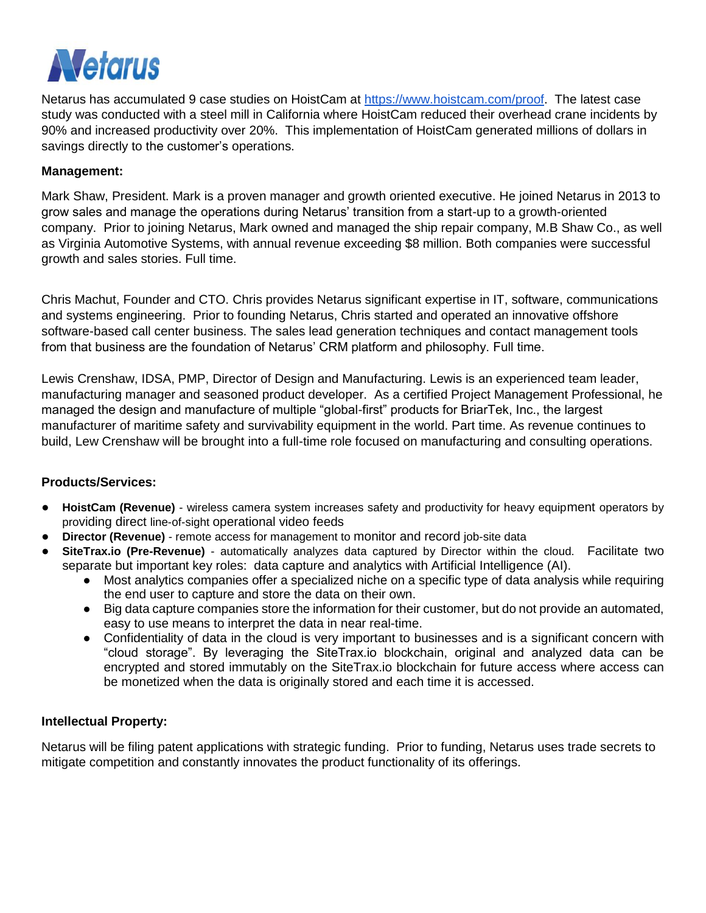Netarus has accumulated 9 case studies on HoistCam at [https://www.hoistcam.com/proof](https://www.hoistcam.com/proof). The latest case study was conducted with a steel mill in California where HoistCam reduced their overhead crane incidents by 90% and increased productivity over 20%. This implementation of HoistCam generated millions of dollars in savings directly to the customer's operations.

**Management:**

Mark Shaw, President. Mark is a proven manager and growth oriented executive. He joined Netarus in 2013 to grow sales and manage the operations during Netarus' transition from a start-up to a growth-oriented company. Prior to joining Netarus, Mark owned and managed the ship repair company, M.B Shaw Co., as well as Virginia Automotive Systems, with annual revenue exceeding $8 million. Both companies were successful growth and sales stories. Full time.

Chris Machut, Founder and CTO. Chris provides Netarus significant expertise in IT, software, communications and systems engineering. Prior to founding Netarus, Chris started and operated an innovative offshore software-based call center business. The sales lead generation techniques and contact management tools from that business are the foundation of Netarus' CRM platform and philosophy. Full time.

Lewis Crenshaw, IDSA, PMP, Director of Design and Manufacturing. Lewis is an experienced team leader, manufacturing manager and seasoned product developer. As a certified Project Management Professional, he managed the design and manufacture of multiple "global-first" products for BriarTek, Inc., the largest manufacturer of maritime safety and survivability equipment in the world. Part time. As revenue continues to build, Lew Crenshaw will be brought into a full-time role focused on manufacturing and consulting operations.

**Products/Services:**

- **HoistCam (Revenue)** - wireless camera system increases safety and productivity for heavy equipment operators by providing direct line-of-sight operational video feeds
- **Director (Revenue)** - remote access for management to monitor and record job-site data
- **SiteTrax.io (Pre-Revenue)** - automatically analyzes data captured by Director within the cloud. Facilitate two separate but important key roles: data capture and analytics with Artificial Intelligence (AI).
    - Most analytics companies offer a specialized niche on a specific type of data analysis while requiring the end user to capture and store the data on their own.
    - Big data capture companies store the information for their customer, but do not provide an automated, easy to use means to interpret the data in near real-time.
    - Confidentiality of data in the cloud is very important to businesses and is a significant concern with "cloud storage". By leveraging the SiteTrax.io blockchain, original and analyzed data can be encrypted and stored immutably on the SiteTrax.io blockchain for future access where access can be monetized when the data is originally stored and each time it is accessed.

**Intellectual Property:**

Netarus will be filing patent applications with strategic funding. Prior to funding, Netarus uses trade secrets to mitigate competition and constantly innovates the product functionality of its offerings.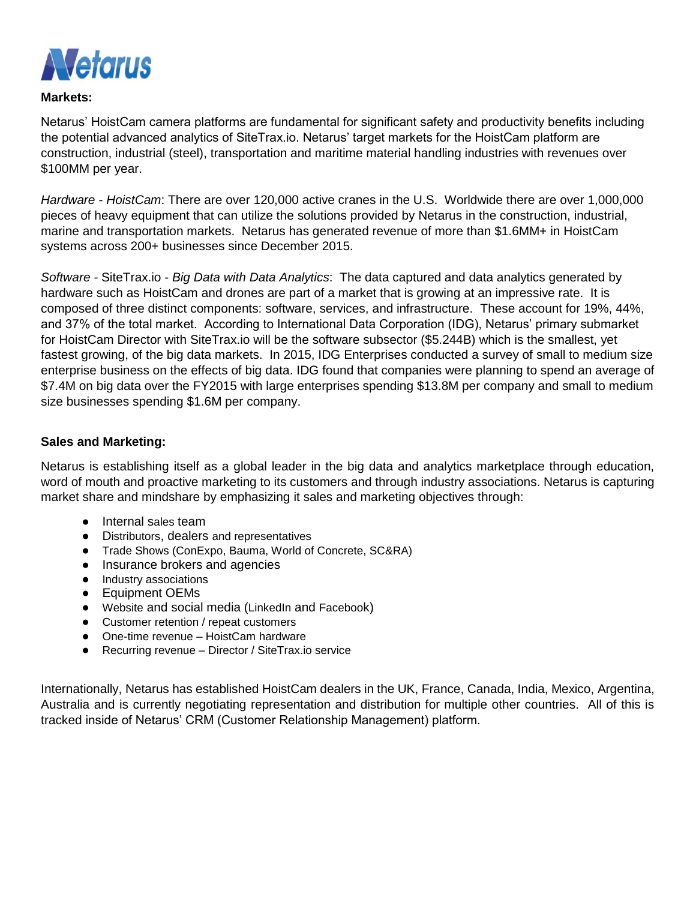**Markets:**

Netarus' HoistCam camera platforms are fundamental for significant safety and productivity benefits including the potential advanced analytics of SiteTrax.io. Netarus' target markets for the HoistCam platform are construction, industrial (steel), transportation and maritime material handling industries with revenues over $100MM per year.

*Hardware - HoistCam*: There are over 120,000 active cranes in the U.S. Worldwide there are over 1,000,000 pieces of heavy equipment that can utilize the solutions provided by Netarus in the construction, industrial, marine and transportation markets. Netarus has generated revenue of more than $1.6MM+ in HoistCam systems across 200+ businesses since December 2015.

*Software* - SiteTrax.io - *Big Data with Data Analytics*: The data captured and data analytics generated by hardware such as HoistCam and drones are part of a market that is growing at an impressive rate. It is composed of three distinct components: software, services, and infrastructure. These account for 19%, 44%, and 37% of the total market. According to International Data Corporation (IDG), Netarus' primary submarket for HoistCam Director with SiteTrax.io will be the software subsector ($5.244B) which is the smallest, yet fastest growing, of the big data markets. In 2015, IDG Enterprises conducted a survey of small to medium size enterprise business on the effects of big data. IDG found that companies were planning to spend an average of $7.4M on big data over the FY2015 with large enterprises spending $13.8M per company and small to medium size businesses spending $1.6M per company.

**Sales and Marketing:**

Netarus is establishing itself as a global leader in the big data and analytics marketplace through education, word of mouth and proactive marketing to its customers and through industry associations. Netarus is capturing market share and mindshare by emphasizing it sales and marketing objectives through:

- Internal sales team
- Distributors, dealers and representatives
- Trade Shows (ConExpo, Bauma, World of Concrete, SC&RA)
- Insurance brokers and agencies
- Industry associations
- Equipment OEMs
- Website and social media (LinkedIn and Facebook)
- Customer retention / repeat customers
- One-time revenue – HoistCam hardware
- Recurring revenue – Director / SiteTrax.io service

Internationally, Netarus has established HoistCam dealers in the UK, France, Canada, India, Mexico, Argentina, Australia and is currently negotiating representation and distribution for multiple other countries. All of this is tracked inside of Netarus' CRM (Customer Relationship Management) platform.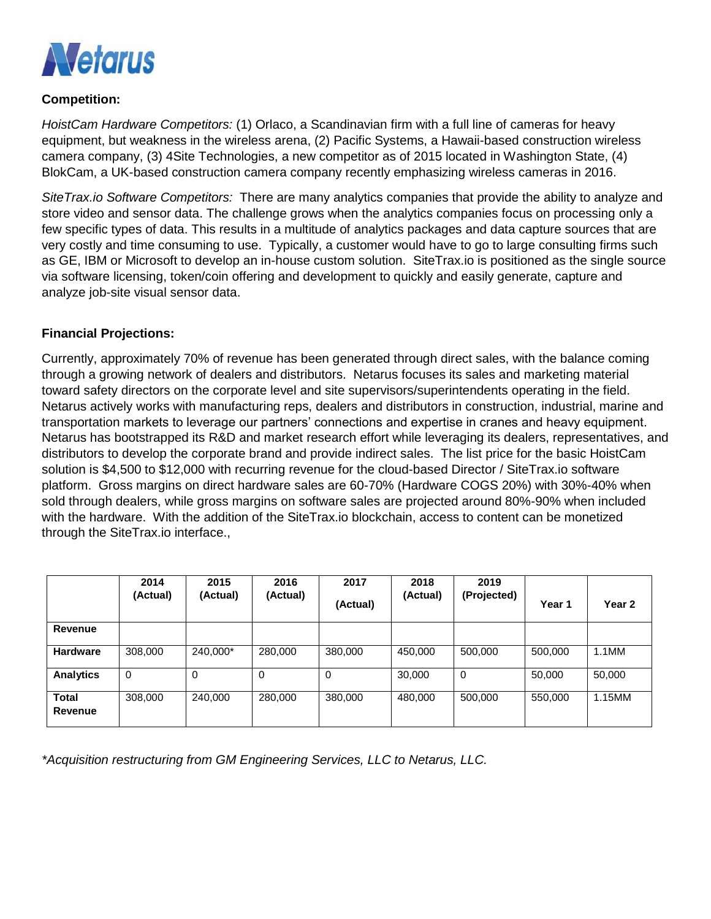**Competition:**

*HoistCam Hardware Competitors:* (1) Orlaco, a Scandinavian firm with a full line of cameras for heavy equipment, but weakness in the wireless arena, (2) Pacific Systems, a Hawaii-based construction wireless camera company, (3) 4Site Technologies, a new competitor as of 2015 located in Washington State, (4) BlokCam, a UK-based construction camera company recently emphasizing wireless cameras in 2016.

*SiteTrax.io Software Competitors:* There are many analytics companies that provide the ability to analyze and store video and sensor data. The challenge grows when the analytics companies focus on processing only a few specific types of data. This results in a multitude of analytics packages and data capture sources that are very costly and time consuming to use. Typically, a customer would have to go to large consulting firms such as GE, IBM or Microsoft to develop an in-house custom solution. SiteTrax.io is positioned as the single source via software licensing, token/coin offering and development to quickly and easily generate, capture and analyze job-site visual sensor data.

**Financial Projections:**

Currently, approximately 70% of revenue has been generated through direct sales, with the balance coming through a growing network of dealers and distributors. Netarus focuses its sales and marketing material toward safety directors on the corporate level and site supervisors/superintendents operating in the field. Netarus actively works with manufacturing reps, dealers and distributors in construction, industrial, marine and transportation markets to leverage our partners' connections and expertise in cranes and heavy equipment. Netarus has bootstrapped its R&D and market research effort while leveraging its dealers, representatives, and distributors to develop the corporate brand and provide indirect sales. The list price for the basic HoistCam solution is $4,500 to $12,000 with recurring revenue for the cloud-based Director / SiteTrax.io software platform. Gross margins on direct hardware sales are 60-70% (Hardware COGS 20%) with 30%-40% when sold through dealers, while gross margins on software sales are projected around 80%-90% when included with the hardware. With the addition of the SiteTrax.io blockchain, access to content can be monetized through the SiteTrax.io interface.,

| | 2014 (Actual) | 2015 (Actual) | 2016 (Actual) | 2017 (Actual) | 2018 (Actual) | 2019 (Projected) | Year 1 | Year 2 |
|---|---|---|---|---|---|---|---|---|
| **Revenue** | | | | | | | | |
| **Hardware** | 308,000 | 240,000* | 280,000 | 380,000 | 450,000 | 500,000 | 500,000 | 1.1MM |
| **Analytics** | 0 | 0 | 0 | 0 | 30,000 | 0 | 50,000 | 50,000 |
| **Total Revenue** | 308,000 | 240,000 | 280,000 | 380,000 | 480,000 | 500,000 | 550,000 | 1.15MM |

*\*Acquisition restructuring from GM Engineering Services, LLC to Netarus, LLC.*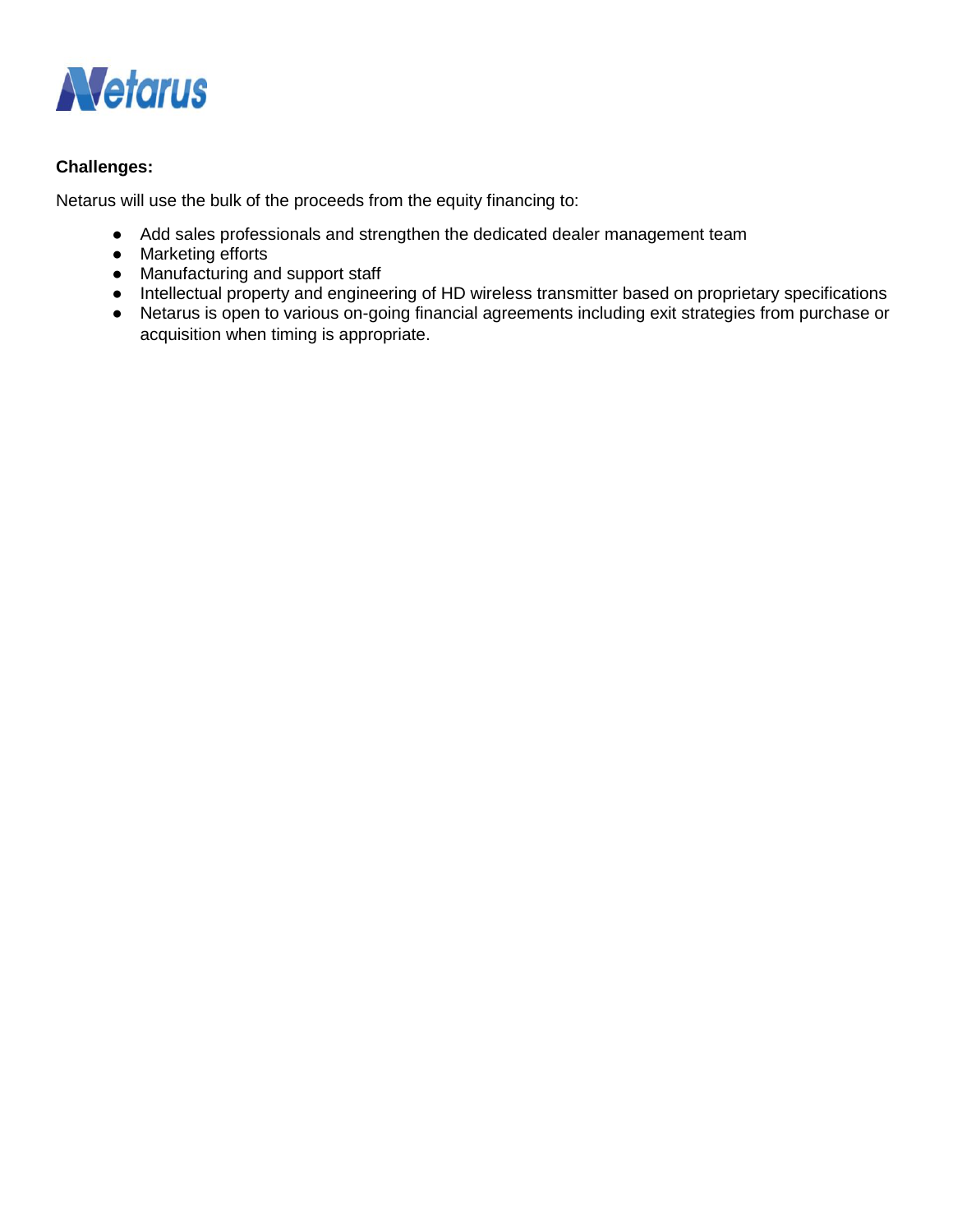**Challenges:**

Netarus will use the bulk of the proceeds from the equity financing to:

- Add sales professionals and strengthen the dedicated dealer management team
- Marketing efforts
- Manufacturing and support staff
- Intellectual property and engineering of HD wireless transmitter based on proprietary specifications
- Netarus is open to various on-going financial agreements including exit strategies from purchase or acquisition when timing is appropriate.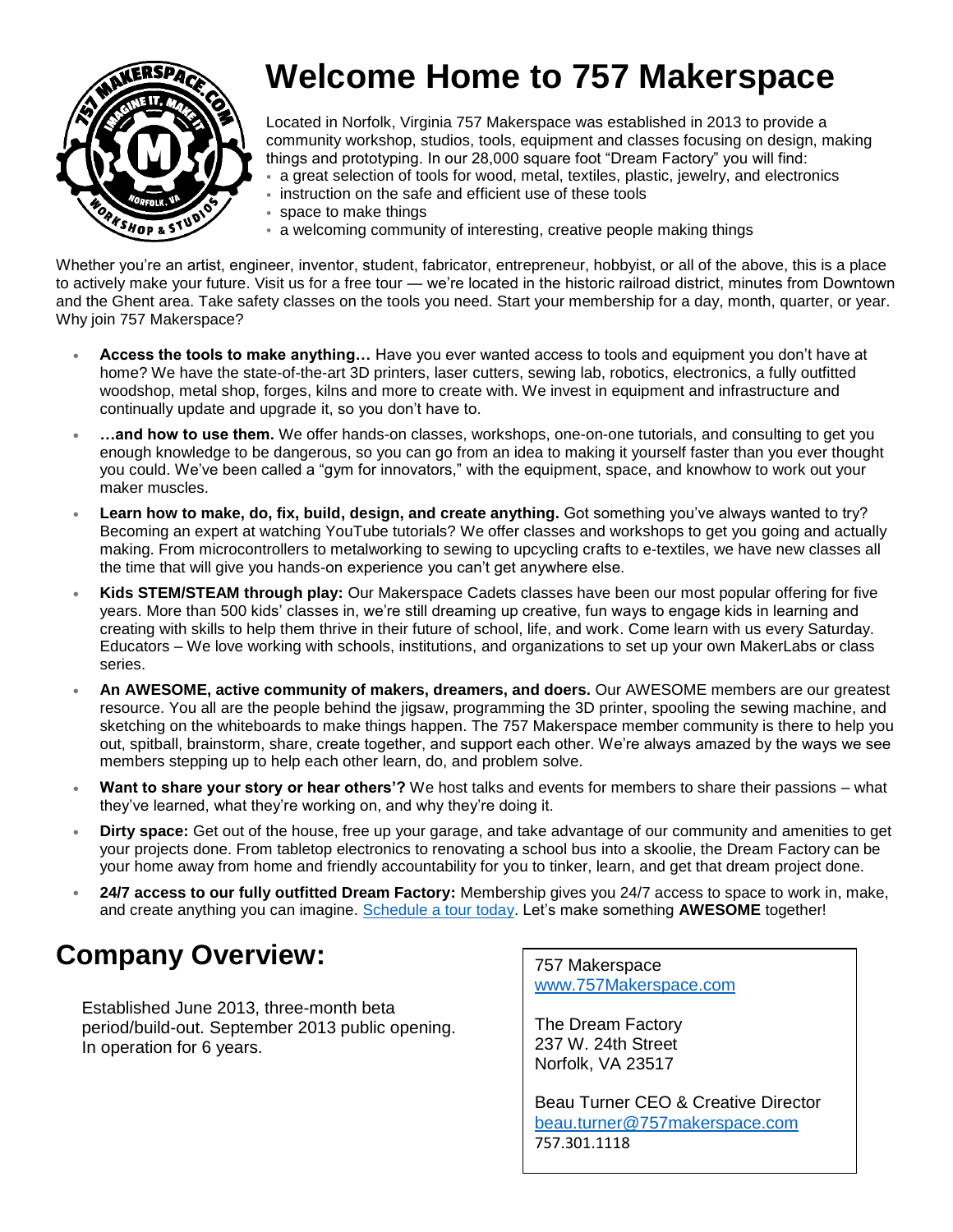# Welcome Home to 757 Makerspace

Located in Norfolk, Virginia 757 Makerspace was established in 2013 to provide a community workshop, studios, tools, equipment and classes focusing on design, making things and prototyping. In our 28,000 square foot "Dream Factory" you will find:

- a great selection of tools for wood, metal, textiles, plastic, jewelry, and electronics
- instruction on the safe and efficient use of these tools
- space to make things
- a welcoming community of interesting, creative people making things

Whether you're an artist, engineer, inventor, student, fabricator, entrepreneur, hobbyist, or all of the above, this is a place to actively make your future. Visit us for a free tour — we're located in the historic railroad district, minutes from Downtown and the Ghent area. Take safety classes on the tools you need. Start your membership for a day, month, quarter, or year. Why join 757 Makerspace?

- **Access the tools to make anything…** Have you ever wanted access to tools and equipment you don't have at home? We have the state-of-the-art 3D printers, laser cutters, sewing lab, robotics, electronics, a fully outfitted woodshop, metal shop, forges, kilns and more to create with. We invest in equipment and infrastructure and continually update and upgrade it, so you don't have to.
- **…and how to use them.** We offer hands-on classes, workshops, one-on-one tutorials, and consulting to get you enough knowledge to be dangerous, so you can go from an idea to making it yourself faster than you ever thought you could. We've been called a "gym for innovators," with the equipment, space, and knowhow to work out your maker muscles.
- **Learn how to make, do, fix, build, design, and create anything.** Got something you've always wanted to try? Becoming an expert at watching YouTube tutorials? We offer classes and workshops to get you going and actually making. From microcontrollers to metalworking to sewing to upcycling crafts to e-textiles, we have new classes all the time that will give you hands-on experience you can't get anywhere else.
- **Kids STEM/STEAM through play:** Our Makerspace Cadets classes have been our most popular offering for five years. More than 500 kids' classes in, we're still dreaming up creative, fun ways to engage kids in learning and creating with skills to help them thrive in their future of school, life, and work. Come learn with us every Saturday. Educators – We love working with schools, institutions, and organizations to set up your own MakerLabs or class series.
- **An AWESOME, active community of makers, dreamers, and doers.** Our AWESOME members are our greatest resource. You all are the people behind the jigsaw, programming the 3D printer, spooling the sewing machine, and sketching on the whiteboards to make things happen. The 757 Makerspace member community is there to help you out, spitball, brainstorm, share, create together, and support each other. We're always amazed by the ways we see members stepping up to help each other learn, do, and problem solve.
- **Want to share your story or hear others'?** We host talks and events for members to share their passions – what they've learned, what they're working on, and why they're doing it.
- **Dirty space:** Get out of the house, free up your garage, and take advantage of our community and amenities to get your projects done. From tabletop electronics to renovating a school bus into a skoolie, the Dream Factory can be your home away from home and friendly accountability for you to tinker, learn, and get that dream project done.
- **24/7 access to our fully outfitted Dream Factory:** Membership gives you 24/7 access to space to work in, make, and create anything you can imagine. Schedule a tour today. Let's make something **AWESOME** together!

## Company Overview:

Established June 2013, three-month beta period/build-out. September 2013 public opening. In operation for 6 years.

757 Makerspace
www.757Makerspace.com

The Dream Factory
237 W. 24th Street
Norfolk, VA 23517

Beau Turner CEO & Creative Director
beau.turner@757makerspace.com
757.301.1118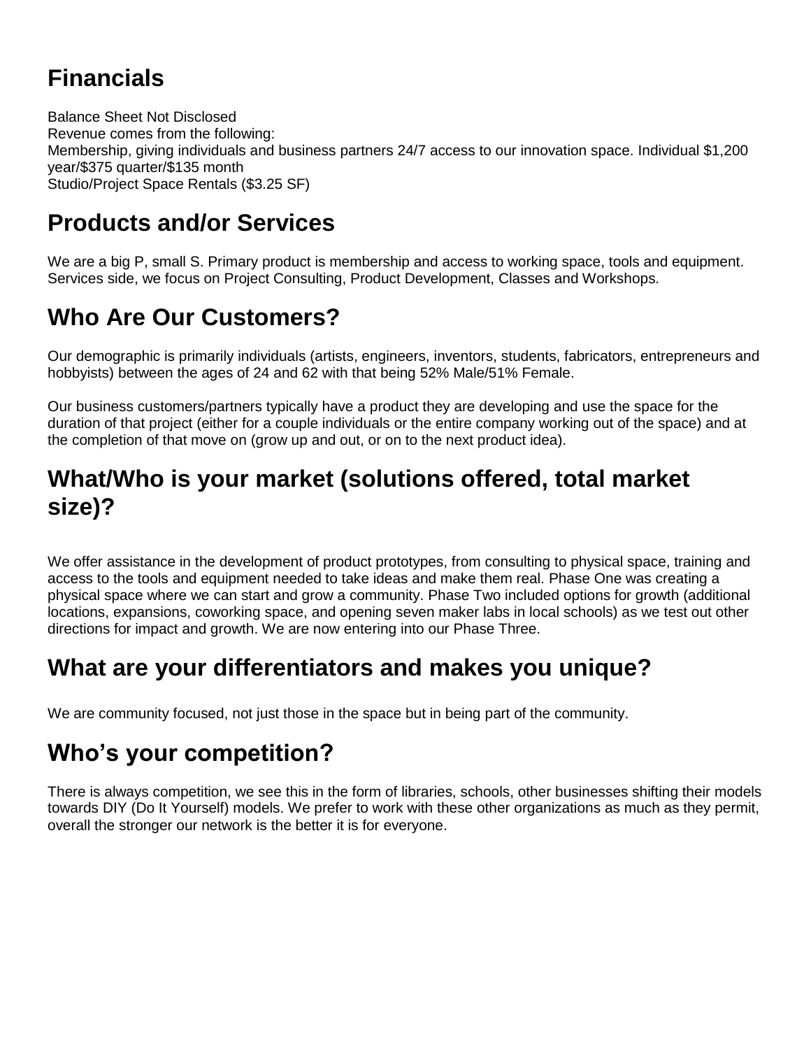## Financials

Balance Sheet Not Disclosed
Revenue comes from the following:
Membership, giving individuals and business partners 24/7 access to our innovation space. Individual $1,200 year/$375 quarter/$135 month
Studio/Project Space Rentals ($3.25 SF)

## Products and/or Services

We are a big P, small S. Primary product is membership and access to working space, tools and equipment. Services side, we focus on Project Consulting, Product Development, Classes and Workshops.

## Who Are Our Customers?

Our demographic is primarily individuals (artists, engineers, inventors, students, fabricators, entrepreneurs and hobbyists) between the ages of 24 and 62 with that being 52% Male/51% Female.

Our business customers/partners typically have a product they are developing and use the space for the duration of that project (either for a couple individuals or the entire company working out of the space) and at the completion of that move on (grow up and out, or on to the next product idea).

## What/Who is your market (solutions offered, total market size)?

We offer assistance in the development of product prototypes, from consulting to physical space, training and access to the tools and equipment needed to take ideas and make them real. Phase One was creating a physical space where we can start and grow a community. Phase Two included options for growth (additional locations, expansions, coworking space, and opening seven maker labs in local schools) as we test out other directions for impact and growth. We are now entering into our Phase Three.

## What are your differentiators and makes you unique?

We are community focused, not just those in the space but in being part of the community.

## Who's your competition?

There is always competition, we see this in the form of libraries, schools, other businesses shifting their models towards DIY (Do It Yourself) models. We prefer to work with these other organizations as much as they permit, overall the stronger our network is the better it is for everyone.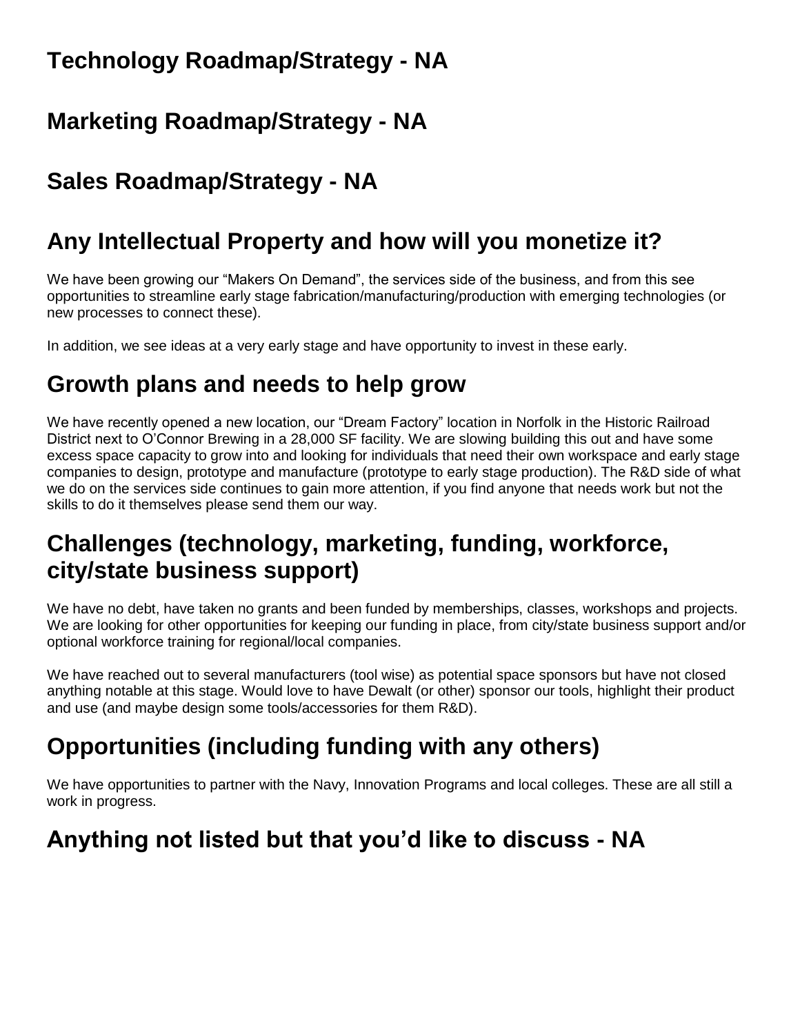## Technology Roadmap/Strategy - NA

## Marketing Roadmap/Strategy - NA

## Sales Roadmap/Strategy - NA

## Any Intellectual Property and how will you monetize it?

We have been growing our "Makers On Demand", the services side of the business, and from this see opportunities to streamline early stage fabrication/manufacturing/production with emerging technologies (or new processes to connect these).

In addition, we see ideas at a very early stage and have opportunity to invest in these early.

## Growth plans and needs to help grow

We have recently opened a new location, our "Dream Factory" location in Norfolk in the Historic Railroad District next to O'Connor Brewing in a 28,000 SF facility. We are slowing building this out and have some excess space capacity to grow into and looking for individuals that need their own workspace and early stage companies to design, prototype and manufacture (prototype to early stage production). The R&D side of what we do on the services side continues to gain more attention, if you find anyone that needs work but not the skills to do it themselves please send them our way.

## Challenges (technology, marketing, funding, workforce, city/state business support)

We have no debt, have taken no grants and been funded by memberships, classes, workshops and projects. We are looking for other opportunities for keeping our funding in place, from city/state business support and/or optional workforce training for regional/local companies.

We have reached out to several manufacturers (tool wise) as potential space sponsors but have not closed anything notable at this stage. Would love to have Dewalt (or other) sponsor our tools, highlight their product and use (and maybe design some tools/accessories for them R&D).

## Opportunities (including funding with any others)

We have opportunities to partner with the Navy, Innovation Programs and local colleges. These are all still a work in progress.

## Anything not listed but that you'd like to discuss - NA